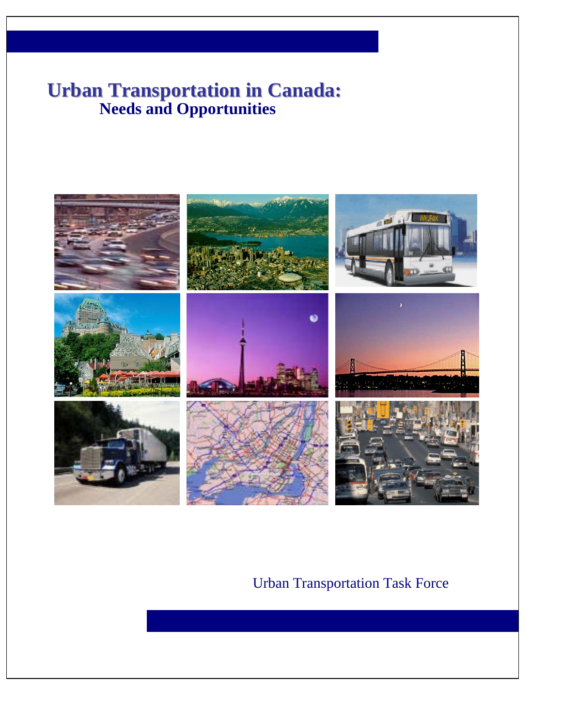# Urban Transportation in Canada:
## Needs and Opportunities

Urban Transportation Task Force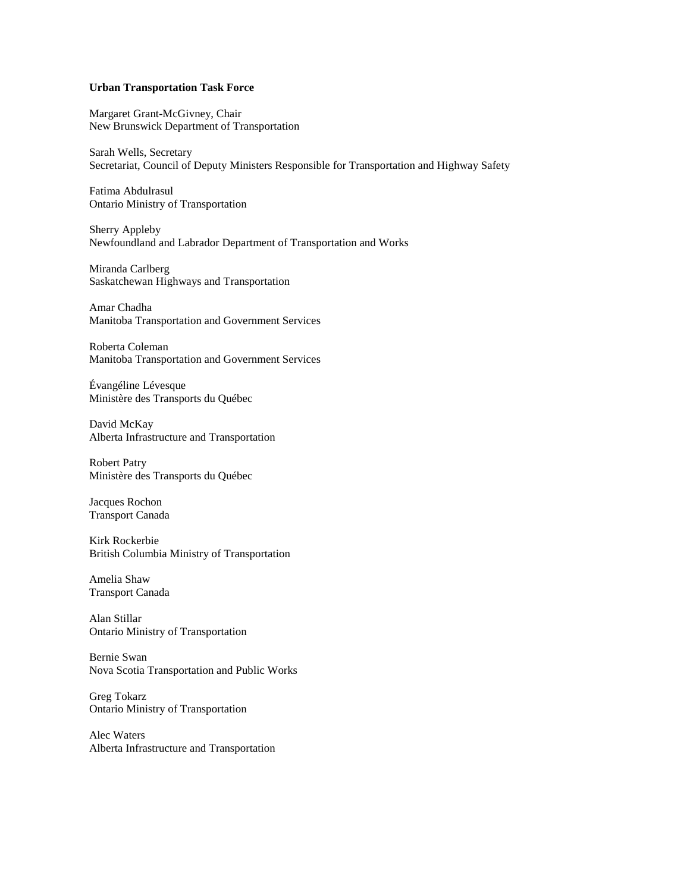**Urban Transportation Task Force**

Margaret Grant-McGivney, Chair
New Brunswick Department of Transportation

Sarah Wells, Secretary
Secretariat, Council of Deputy Ministers Responsible for Transportation and Highway Safety

Fatima Abdulrasul
Ontario Ministry of Transportation

Sherry Appleby
Newfoundland and Labrador Department of Transportation and Works

Miranda Carlberg
Saskatchewan Highways and Transportation

Amar Chadha
Manitoba Transportation and Government Services

Roberta Coleman
Manitoba Transportation and Government Services

Évangéline Lévesque
Ministère des Transports du Québec

David McKay
Alberta Infrastructure and Transportation

Robert Patry
Ministère des Transports du Québec

Jacques Rochon
Transport Canada

Kirk Rockerbie
British Columbia Ministry of Transportation

Amelia Shaw
Transport Canada

Alan Stillar
Ontario Ministry of Transportation

Bernie Swan
Nova Scotia Transportation and Public Works

Greg Tokarz
Ontario Ministry of Transportation

Alec Waters
Alberta Infrastructure and Transportation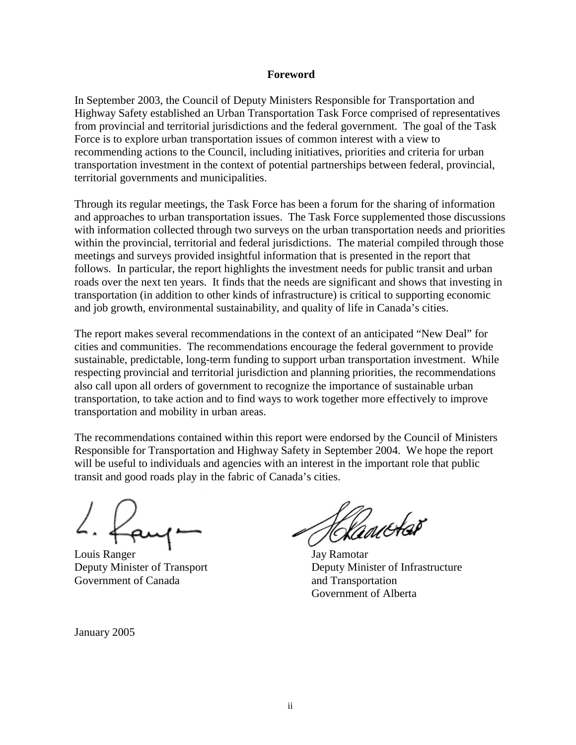# Foreword

In September 2003, the Council of Deputy Ministers Responsible for Transportation and Highway Safety established an Urban Transportation Task Force comprised of representatives from provincial and territorial jurisdictions and the federal government. The goal of the Task Force is to explore urban transportation issues of common interest with a view to recommending actions to the Council, including initiatives, priorities and criteria for urban transportation investment in the context of potential partnerships between federal, provincial, territorial governments and municipalities.

Through its regular meetings, the Task Force has been a forum for the sharing of information and approaches to urban transportation issues. The Task Force supplemented those discussions with information collected through two surveys on the urban transportation needs and priorities within the provincial, territorial and federal jurisdictions. The material compiled through those meetings and surveys provided insightful information that is presented in the report that follows. In particular, the report highlights the investment needs for public transit and urban roads over the next ten years. It finds that the needs are significant and shows that investing in transportation (in addition to other kinds of infrastructure) is critical to supporting economic and job growth, environmental sustainability, and quality of life in Canada's cities.

The report makes several recommendations in the context of an anticipated "New Deal" for cities and communities. The recommendations encourage the federal government to provide sustainable, predictable, long-term funding to support urban transportation investment. While respecting provincial and territorial jurisdiction and planning priorities, the recommendations also call upon all orders of government to recognize the importance of sustainable urban transportation, to take action and to find ways to work together more effectively to improve transportation and mobility in urban areas.

The recommendations contained within this report were endorsed by the Council of Ministers Responsible for Transportation and Highway Safety in September 2004. We hope the report will be useful to individuals and agencies with an interest in the important role that public transit and good roads play in the fabric of Canada's cities.

Louis Ranger
Deputy Minister of Transport
Government of Canada

Jay Ramotar
Deputy Minister of Infrastructure
and Transportation
Government of Alberta

January 2005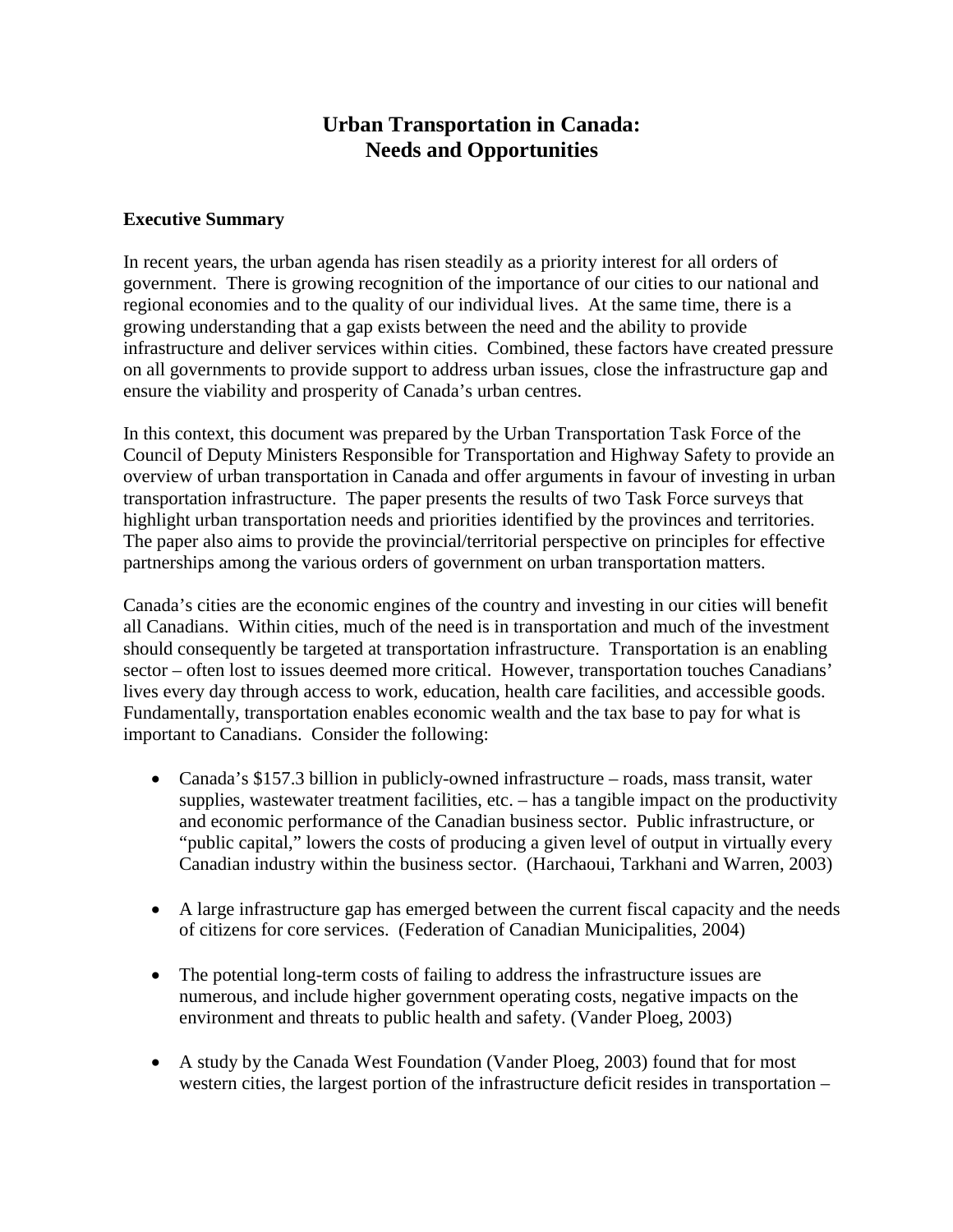# Urban Transportation in Canada: Needs and Opportunities

## Executive Summary

In recent years, the urban agenda has risen steadily as a priority interest for all orders of government. There is growing recognition of the importance of our cities to our national and regional economies and to the quality of our individual lives. At the same time, there is a growing understanding that a gap exists between the need and the ability to provide infrastructure and deliver services within cities. Combined, these factors have created pressure on all governments to provide support to address urban issues, close the infrastructure gap and ensure the viability and prosperity of Canada's urban centres.

In this context, this document was prepared by the Urban Transportation Task Force of the Council of Deputy Ministers Responsible for Transportation and Highway Safety to provide an overview of urban transportation in Canada and offer arguments in favour of investing in urban transportation infrastructure. The paper presents the results of two Task Force surveys that highlight urban transportation needs and priorities identified by the provinces and territories. The paper also aims to provide the provincial/territorial perspective on principles for effective partnerships among the various orders of government on urban transportation matters.

Canada's cities are the economic engines of the country and investing in our cities will benefit all Canadians. Within cities, much of the need is in transportation and much of the investment should consequently be targeted at transportation infrastructure. Transportation is an enabling sector – often lost to issues deemed more critical. However, transportation touches Canadians' lives every day through access to work, education, health care facilities, and accessible goods. Fundamentally, transportation enables economic wealth and the tax base to pay for what is important to Canadians. Consider the following:

- Canada's $157.3 billion in publicly-owned infrastructure – roads, mass transit, water supplies, wastewater treatment facilities, etc. – has a tangible impact on the productivity and economic performance of the Canadian business sector. Public infrastructure, or "public capital," lowers the costs of producing a given level of output in virtually every Canadian industry within the business sector. (Harchaoui, Tarkhani and Warren, 2003)

- A large infrastructure gap has emerged between the current fiscal capacity and the needs of citizens for core services. (Federation of Canadian Municipalities, 2004)

- The potential long-term costs of failing to address the infrastructure issues are numerous, and include higher government operating costs, negative impacts on the environment and threats to public health and safety. (Vander Ploeg, 2003)

- A study by the Canada West Foundation (Vander Ploeg, 2003) found that for most western cities, the largest portion of the infrastructure deficit resides in transportation –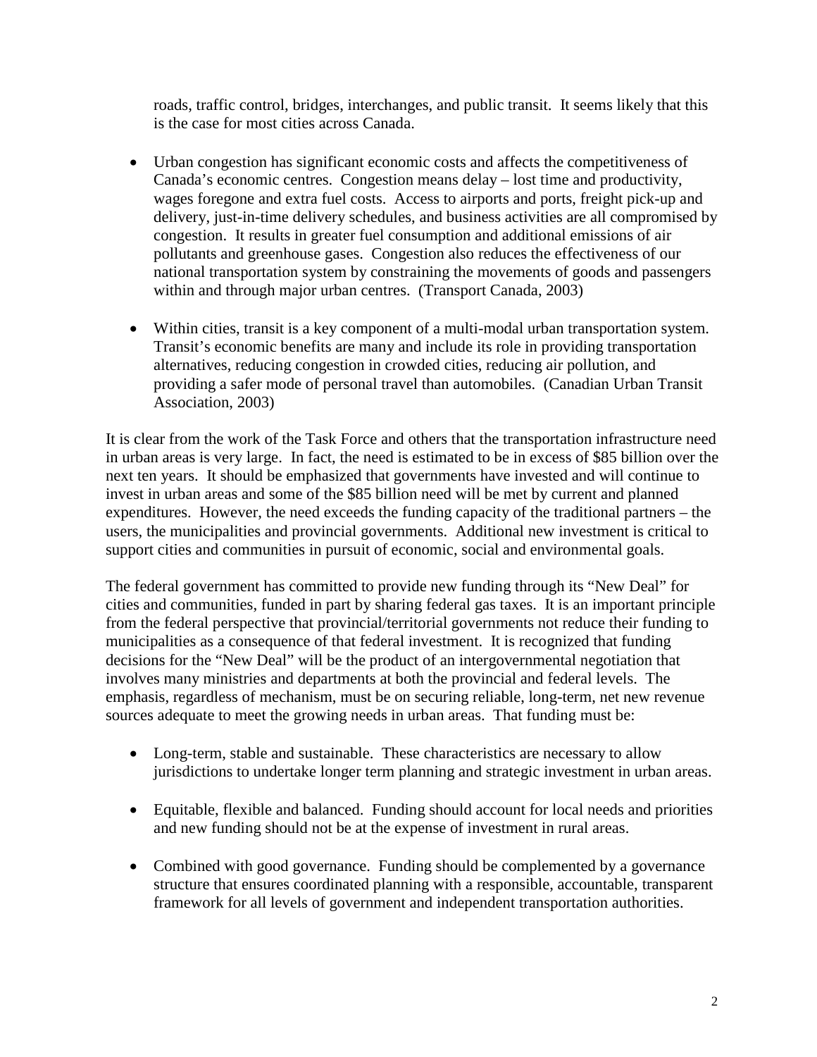roads, traffic control, bridges, interchanges, and public transit. It seems likely that this is the case for most cities across Canada.

- Urban congestion has significant economic costs and affects the competitiveness of Canada's economic centres. Congestion means delay – lost time and productivity, wages foregone and extra fuel costs. Access to airports and ports, freight pick-up and delivery, just-in-time delivery schedules, and business activities are all compromised by congestion. It results in greater fuel consumption and additional emissions of air pollutants and greenhouse gases. Congestion also reduces the effectiveness of our national transportation system by constraining the movements of goods and passengers within and through major urban centres. (Transport Canada, 2003)

- Within cities, transit is a key component of a multi-modal urban transportation system. Transit's economic benefits are many and include its role in providing transportation alternatives, reducing congestion in crowded cities, reducing air pollution, and providing a safer mode of personal travel than automobiles. (Canadian Urban Transit Association, 2003)

It is clear from the work of the Task Force and others that the transportation infrastructure need in urban areas is very large. In fact, the need is estimated to be in excess of $85 billion over the next ten years. It should be emphasized that governments have invested and will continue to invest in urban areas and some of the $85 billion need will be met by current and planned expenditures. However, the need exceeds the funding capacity of the traditional partners – the users, the municipalities and provincial governments. Additional new investment is critical to support cities and communities in pursuit of economic, social and environmental goals.

The federal government has committed to provide new funding through its "New Deal" for cities and communities, funded in part by sharing federal gas taxes. It is an important principle from the federal perspective that provincial/territorial governments not reduce their funding to municipalities as a consequence of that federal investment. It is recognized that funding decisions for the "New Deal" will be the product of an intergovernmental negotiation that involves many ministries and departments at both the provincial and federal levels. The emphasis, regardless of mechanism, must be on securing reliable, long-term, net new revenue sources adequate to meet the growing needs in urban areas. That funding must be:

- Long-term, stable and sustainable. These characteristics are necessary to allow jurisdictions to undertake longer term planning and strategic investment in urban areas.

- Equitable, flexible and balanced. Funding should account for local needs and priorities and new funding should not be at the expense of investment in rural areas.

- Combined with good governance. Funding should be complemented by a governance structure that ensures coordinated planning with a responsible, accountable, transparent framework for all levels of government and independent transportation authorities.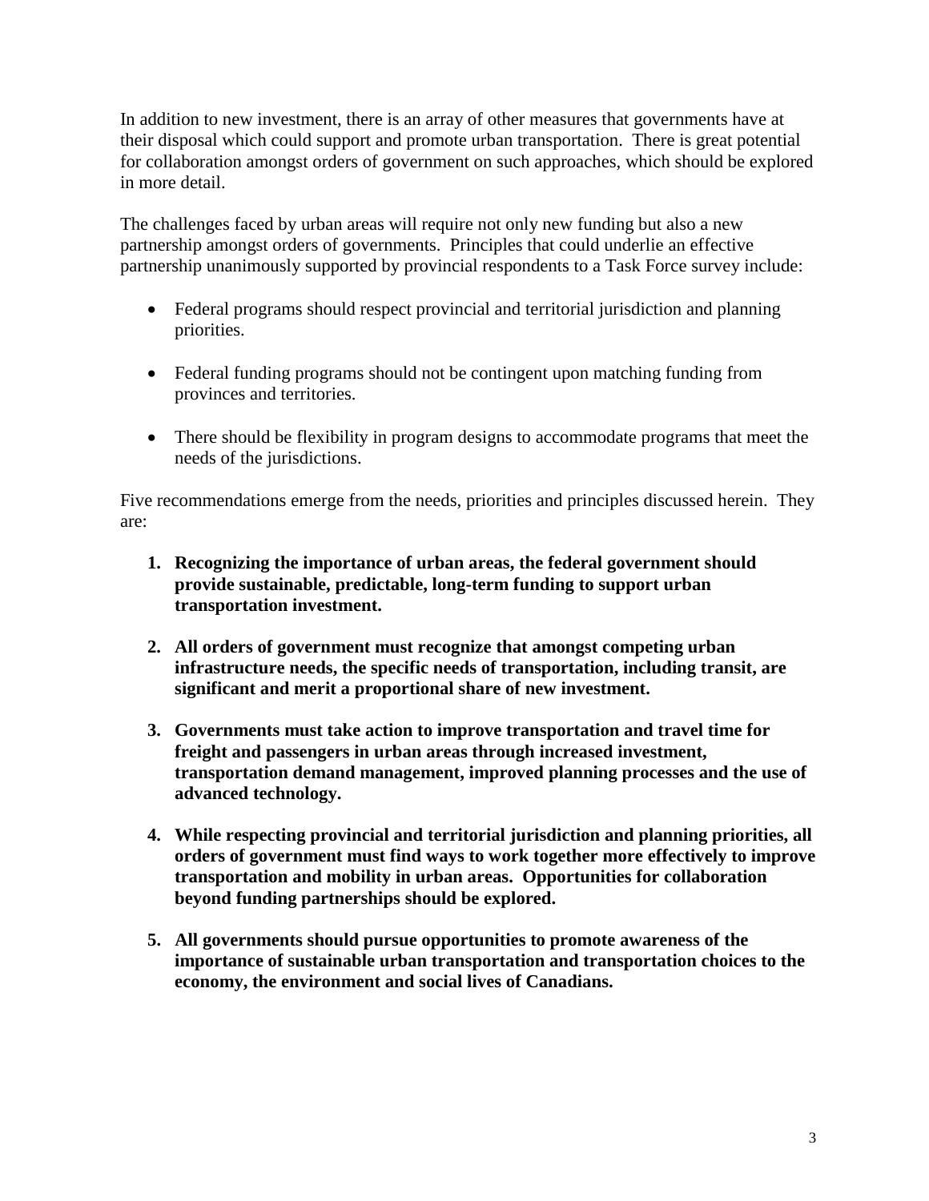In addition to new investment, there is an array of other measures that governments have at their disposal which could support and promote urban transportation. There is great potential for collaboration amongst orders of government on such approaches, which should be explored in more detail.

The challenges faced by urban areas will require not only new funding but also a new partnership amongst orders of governments. Principles that could underlie an effective partnership unanimously supported by provincial respondents to a Task Force survey include:

- Federal programs should respect provincial and territorial jurisdiction and planning priorities.
- Federal funding programs should not be contingent upon matching funding from provinces and territories.
- There should be flexibility in program designs to accommodate programs that meet the needs of the jurisdictions.

Five recommendations emerge from the needs, priorities and principles discussed herein. They are:

1. **Recognizing the importance of urban areas, the federal government should provide sustainable, predictable, long-term funding to support urban transportation investment.**
2. **All orders of government must recognize that amongst competing urban infrastructure needs, the specific needs of transportation, including transit, are significant and merit a proportional share of new investment.**
3. **Governments must take action to improve transportation and travel time for freight and passengers in urban areas through increased investment, transportation demand management, improved planning processes and the use of advanced technology.**
4. **While respecting provincial and territorial jurisdiction and planning priorities, all orders of government must find ways to work together more effectively to improve transportation and mobility in urban areas. Opportunities for collaboration beyond funding partnerships should be explored.**
5. **All governments should pursue opportunities to promote awareness of the importance of sustainable urban transportation and transportation choices to the economy, the environment and social lives of Canadians.**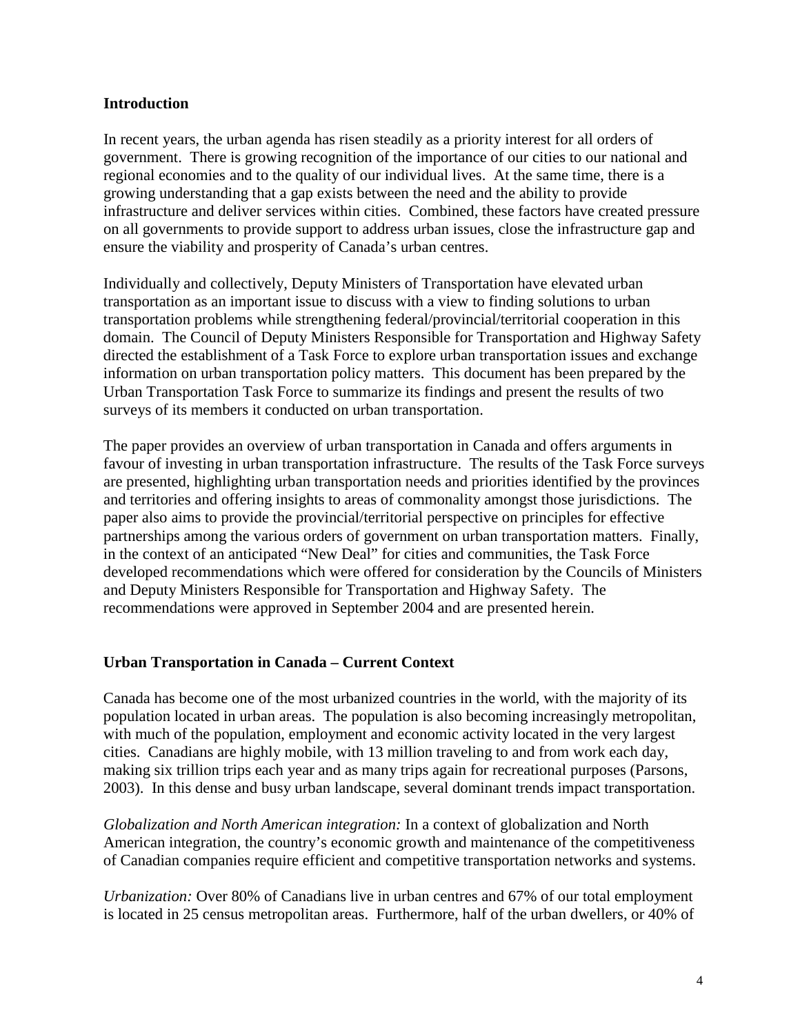## Introduction

In recent years, the urban agenda has risen steadily as a priority interest for all orders of government. There is growing recognition of the importance of our cities to our national and regional economies and to the quality of our individual lives. At the same time, there is a growing understanding that a gap exists between the need and the ability to provide infrastructure and deliver services within cities. Combined, these factors have created pressure on all governments to provide support to address urban issues, close the infrastructure gap and ensure the viability and prosperity of Canada's urban centres.

Individually and collectively, Deputy Ministers of Transportation have elevated urban transportation as an important issue to discuss with a view to finding solutions to urban transportation problems while strengthening federal/provincial/territorial cooperation in this domain. The Council of Deputy Ministers Responsible for Transportation and Highway Safety directed the establishment of a Task Force to explore urban transportation issues and exchange information on urban transportation policy matters. This document has been prepared by the Urban Transportation Task Force to summarize its findings and present the results of two surveys of its members it conducted on urban transportation.

The paper provides an overview of urban transportation in Canada and offers arguments in favour of investing in urban transportation infrastructure. The results of the Task Force surveys are presented, highlighting urban transportation needs and priorities identified by the provinces and territories and offering insights to areas of commonality amongst those jurisdictions. The paper also aims to provide the provincial/territorial perspective on principles for effective partnerships among the various orders of government on urban transportation matters. Finally, in the context of an anticipated "New Deal" for cities and communities, the Task Force developed recommendations which were offered for consideration by the Councils of Ministers and Deputy Ministers Responsible for Transportation and Highway Safety. The recommendations were approved in September 2004 and are presented herein.

## Urban Transportation in Canada – Current Context

Canada has become one of the most urbanized countries in the world, with the majority of its population located in urban areas. The population is also becoming increasingly metropolitan, with much of the population, employment and economic activity located in the very largest cities. Canadians are highly mobile, with 13 million traveling to and from work each day, making six trillion trips each year and as many trips again for recreational purposes (Parsons, 2003). In this dense and busy urban landscape, several dominant trends impact transportation.

*Globalization and North American integration:* In a context of globalization and North American integration, the country's economic growth and maintenance of the competitiveness of Canadian companies require efficient and competitive transportation networks and systems.

*Urbanization:* Over 80% of Canadians live in urban centres and 67% of our total employment is located in 25 census metropolitan areas. Furthermore, half of the urban dwellers, or 40% of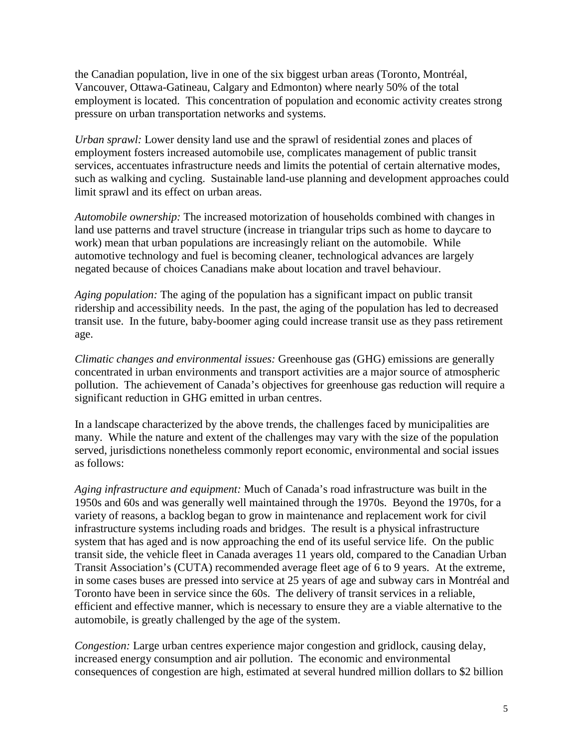the Canadian population, live in one of the six biggest urban areas (Toronto, Montréal, Vancouver, Ottawa-Gatineau, Calgary and Edmonton) where nearly 50% of the total employment is located. This concentration of population and economic activity creates strong pressure on urban transportation networks and systems.

*Urban sprawl:* Lower density land use and the sprawl of residential zones and places of employment fosters increased automobile use, complicates management of public transit services, accentuates infrastructure needs and limits the potential of certain alternative modes, such as walking and cycling. Sustainable land-use planning and development approaches could limit sprawl and its effect on urban areas.

*Automobile ownership:* The increased motorization of households combined with changes in land use patterns and travel structure (increase in triangular trips such as home to daycare to work) mean that urban populations are increasingly reliant on the automobile. While automotive technology and fuel is becoming cleaner, technological advances are largely negated because of choices Canadians make about location and travel behaviour.

*Aging population:* The aging of the population has a significant impact on public transit ridership and accessibility needs. In the past, the aging of the population has led to decreased transit use. In the future, baby-boomer aging could increase transit use as they pass retirement age.

*Climatic changes and environmental issues:* Greenhouse gas (GHG) emissions are generally concentrated in urban environments and transport activities are a major source of atmospheric pollution. The achievement of Canada's objectives for greenhouse gas reduction will require a significant reduction in GHG emitted in urban centres.

In a landscape characterized by the above trends, the challenges faced by municipalities are many. While the nature and extent of the challenges may vary with the size of the population served, jurisdictions nonetheless commonly report economic, environmental and social issues as follows:

*Aging infrastructure and equipment:* Much of Canada's road infrastructure was built in the 1950s and 60s and was generally well maintained through the 1970s. Beyond the 1970s, for a variety of reasons, a backlog began to grow in maintenance and replacement work for civil infrastructure systems including roads and bridges. The result is a physical infrastructure system that has aged and is now approaching the end of its useful service life. On the public transit side, the vehicle fleet in Canada averages 11 years old, compared to the Canadian Urban Transit Association's (CUTA) recommended average fleet age of 6 to 9 years. At the extreme, in some cases buses are pressed into service at 25 years of age and subway cars in Montréal and Toronto have been in service since the 60s. The delivery of transit services in a reliable, efficient and effective manner, which is necessary to ensure they are a viable alternative to the automobile, is greatly challenged by the age of the system.

*Congestion:* Large urban centres experience major congestion and gridlock, causing delay, increased energy consumption and air pollution. The economic and environmental consequences of congestion are high, estimated at several hundred million dollars to $2 billion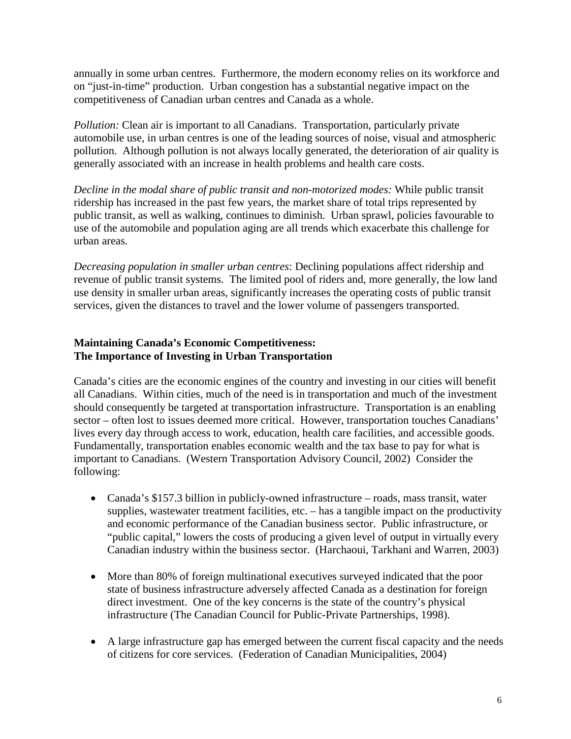annually in some urban centres. Furthermore, the modern economy relies on its workforce and on "just-in-time" production. Urban congestion has a substantial negative impact on the competitiveness of Canadian urban centres and Canada as a whole.

*Pollution:* Clean air is important to all Canadians. Transportation, particularly private automobile use, in urban centres is one of the leading sources of noise, visual and atmospheric pollution. Although pollution is not always locally generated, the deterioration of air quality is generally associated with an increase in health problems and health care costs.

*Decline in the modal share of public transit and non-motorized modes:* While public transit ridership has increased in the past few years, the market share of total trips represented by public transit, as well as walking, continues to diminish. Urban sprawl, policies favourable to use of the automobile and population aging are all trends which exacerbate this challenge for urban areas.

*Decreasing population in smaller urban centres*: Declining populations affect ridership and revenue of public transit systems. The limited pool of riders and, more generally, the low land use density in smaller urban areas, significantly increases the operating costs of public transit services, given the distances to travel and the lower volume of passengers transported.

### Maintaining Canada's Economic Competitiveness: The Importance of Investing in Urban Transportation

Canada's cities are the economic engines of the country and investing in our cities will benefit all Canadians. Within cities, much of the need is in transportation and much of the investment should consequently be targeted at transportation infrastructure. Transportation is an enabling sector – often lost to issues deemed more critical. However, transportation touches Canadians' lives every day through access to work, education, health care facilities, and accessible goods. Fundamentally, transportation enables economic wealth and the tax base to pay for what is important to Canadians. (Western Transportation Advisory Council, 2002) Consider the following:

- Canada's $157.3 billion in publicly-owned infrastructure – roads, mass transit, water supplies, wastewater treatment facilities, etc. – has a tangible impact on the productivity and economic performance of the Canadian business sector. Public infrastructure, or "public capital," lowers the costs of producing a given level of output in virtually every Canadian industry within the business sector. (Harchaoui, Tarkhani and Warren, 2003)

- More than 80% of foreign multinational executives surveyed indicated that the poor state of business infrastructure adversely affected Canada as a destination for foreign direct investment. One of the key concerns is the state of the country's physical infrastructure (The Canadian Council for Public-Private Partnerships, 1998).

- A large infrastructure gap has emerged between the current fiscal capacity and the needs of citizens for core services. (Federation of Canadian Municipalities, 2004)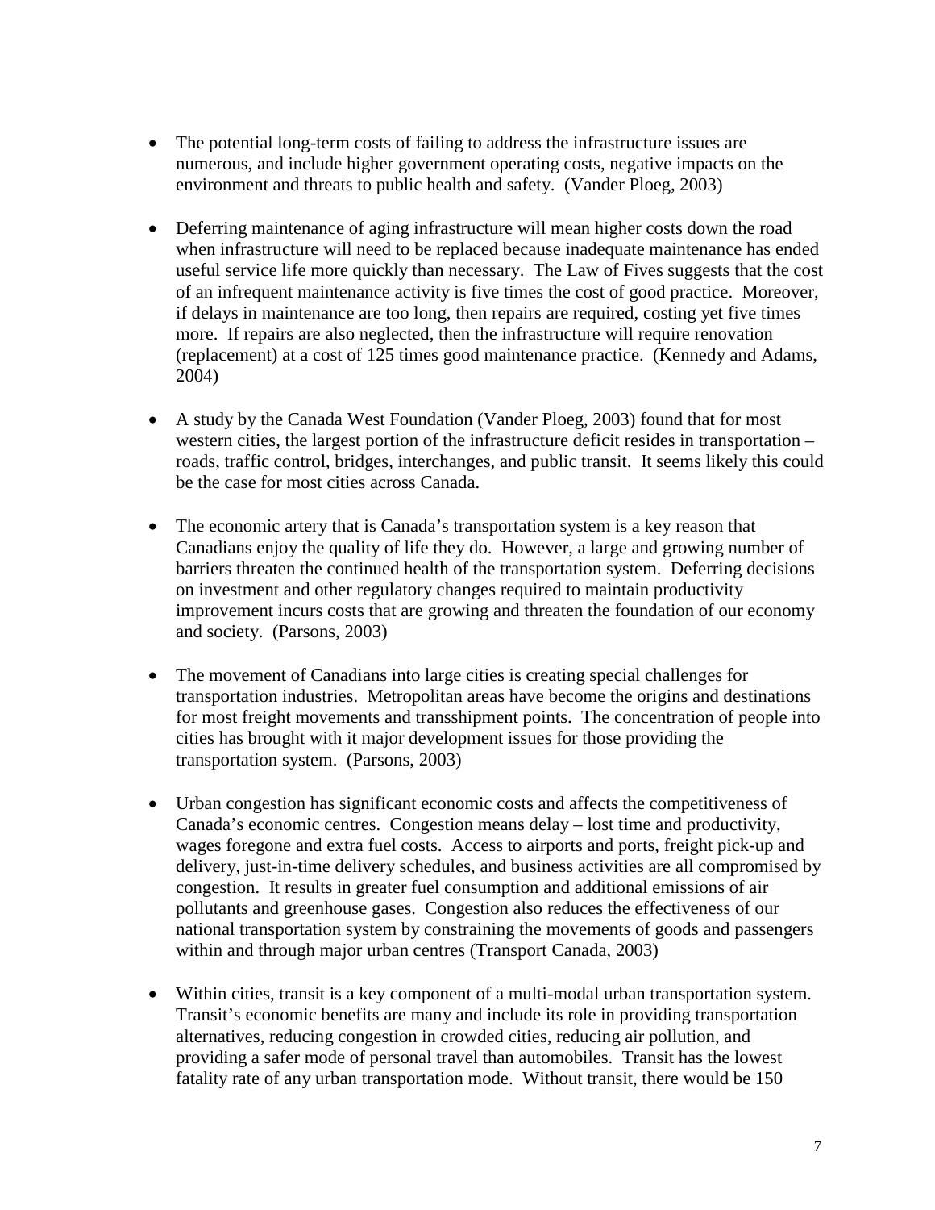- The potential long-term costs of failing to address the infrastructure issues are numerous, and include higher government operating costs, negative impacts on the environment and threats to public health and safety. (Vander Ploeg, 2003)

- Deferring maintenance of aging infrastructure will mean higher costs down the road when infrastructure will need to be replaced because inadequate maintenance has ended useful service life more quickly than necessary. The Law of Fives suggests that the cost of an infrequent maintenance activity is five times the cost of good practice. Moreover, if delays in maintenance are too long, then repairs are required, costing yet five times more. If repairs are also neglected, then the infrastructure will require renovation (replacement) at a cost of 125 times good maintenance practice. (Kennedy and Adams, 2004)

- A study by the Canada West Foundation (Vander Ploeg, 2003) found that for most western cities, the largest portion of the infrastructure deficit resides in transportation – roads, traffic control, bridges, interchanges, and public transit. It seems likely this could be the case for most cities across Canada.

- The economic artery that is Canada's transportation system is a key reason that Canadians enjoy the quality of life they do. However, a large and growing number of barriers threaten the continued health of the transportation system. Deferring decisions on investment and other regulatory changes required to maintain productivity improvement incurs costs that are growing and threaten the foundation of our economy and society. (Parsons, 2003)

- The movement of Canadians into large cities is creating special challenges for transportation industries. Metropolitan areas have become the origins and destinations for most freight movements and transshipment points. The concentration of people into cities has brought with it major development issues for those providing the transportation system. (Parsons, 2003)

- Urban congestion has significant economic costs and affects the competitiveness of Canada's economic centres. Congestion means delay – lost time and productivity, wages foregone and extra fuel costs. Access to airports and ports, freight pick-up and delivery, just-in-time delivery schedules, and business activities are all compromised by congestion. It results in greater fuel consumption and additional emissions of air pollutants and greenhouse gases. Congestion also reduces the effectiveness of our national transportation system by constraining the movements of goods and passengers within and through major urban centres (Transport Canada, 2003)

- Within cities, transit is a key component of a multi-modal urban transportation system. Transit's economic benefits are many and include its role in providing transportation alternatives, reducing congestion in crowded cities, reducing air pollution, and providing a safer mode of personal travel than automobiles. Transit has the lowest fatality rate of any urban transportation mode. Without transit, there would be 150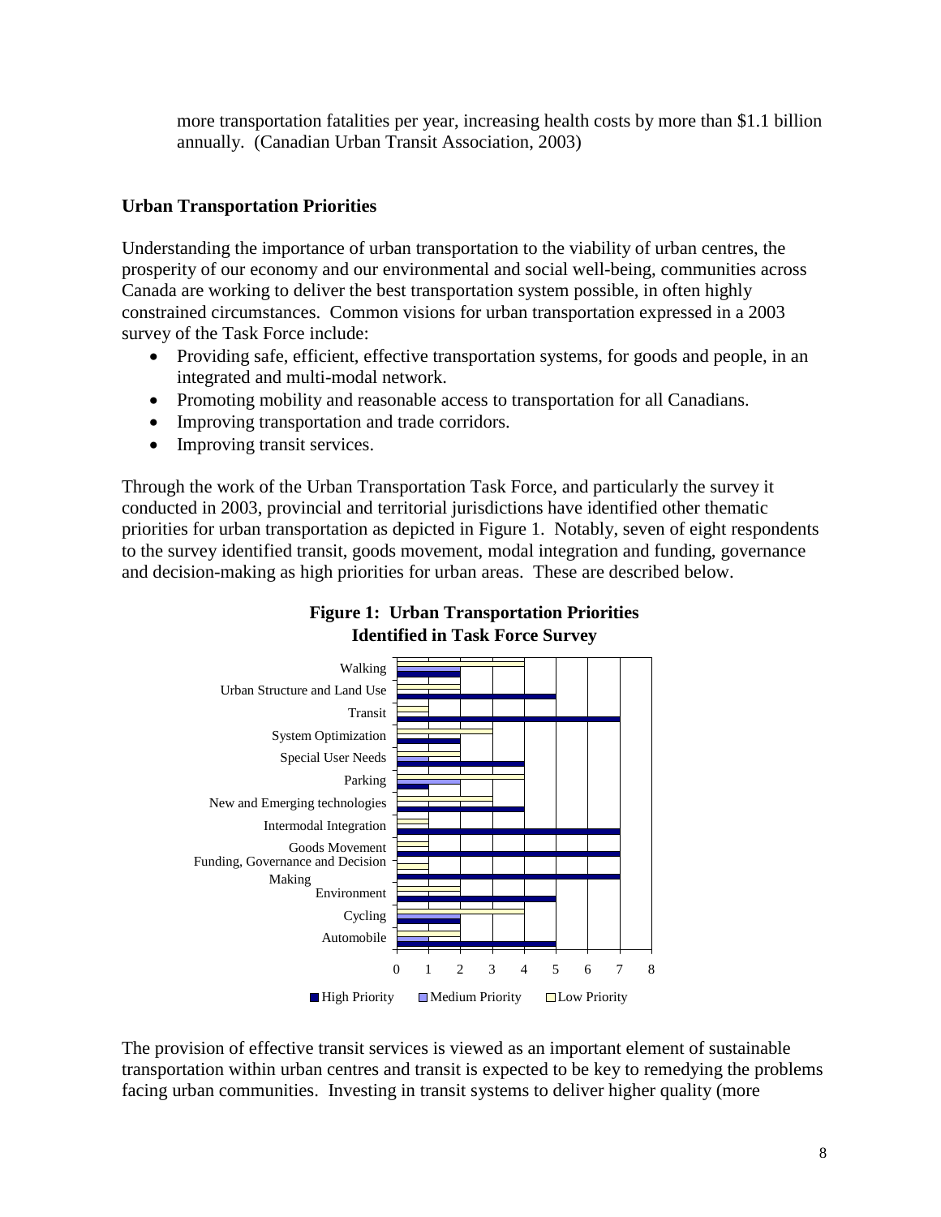more transportation fatalities per year, increasing health costs by more than $1.1 billion annually. (Canadian Urban Transit Association, 2003)

**Urban Transportation Priorities**

Understanding the importance of urban transportation to the viability of urban centres, the prosperity of our economy and our environmental and social well-being, communities across Canada are working to deliver the best transportation system possible, in often highly constrained circumstances. Common visions for urban transportation expressed in a 2003 survey of the Task Force include:

- Providing safe, efficient, effective transportation systems, for goods and people, in an integrated and multi-modal network.
- Promoting mobility and reasonable access to transportation for all Canadians.
- Improving transportation and trade corridors.
- Improving transit services.

Through the work of the Urban Transportation Task Force, and particularly the survey it conducted in 2003, provincial and territorial jurisdictions have identified other thematic priorities for urban transportation as depicted in Figure 1. Notably, seven of eight respondents to the survey identified transit, goods movement, modal integration and funding, governance and decision-making as high priorities for urban areas. These are described below.

**Figure 1: Urban Transportation Priorities Identified in Task Force Survey**

The provision of effective transit services is viewed as an important element of sustainable transportation within urban centres and transit is expected to be key to remedying the problems facing urban communities. Investing in transit systems to deliver higher quality (more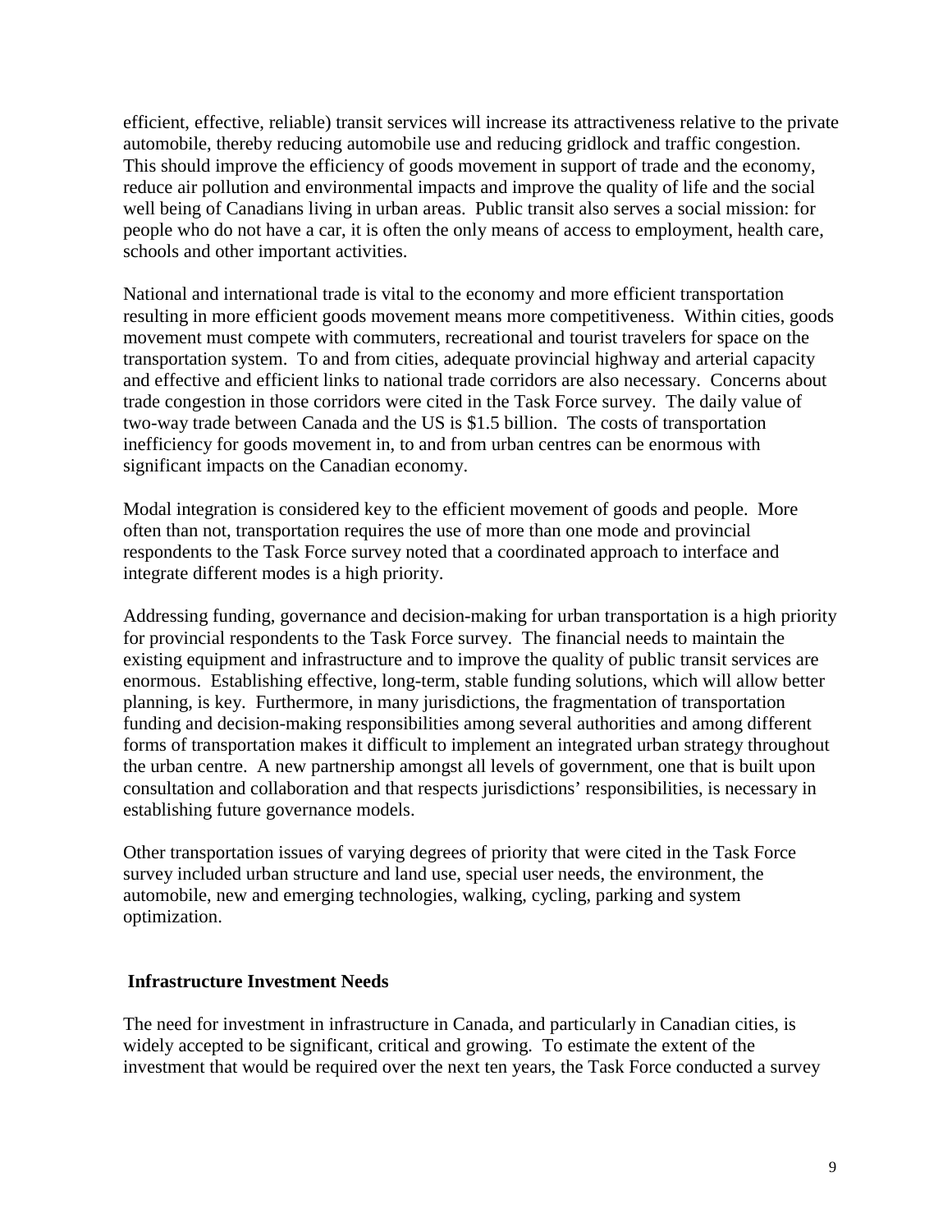efficient, effective, reliable) transit services will increase its attractiveness relative to the private automobile, thereby reducing automobile use and reducing gridlock and traffic congestion. This should improve the efficiency of goods movement in support of trade and the economy, reduce air pollution and environmental impacts and improve the quality of life and the social well being of Canadians living in urban areas. Public transit also serves a social mission: for people who do not have a car, it is often the only means of access to employment, health care, schools and other important activities.

National and international trade is vital to the economy and more efficient transportation resulting in more efficient goods movement means more competitiveness. Within cities, goods movement must compete with commuters, recreational and tourist travelers for space on the transportation system. To and from cities, adequate provincial highway and arterial capacity and effective and efficient links to national trade corridors are also necessary. Concerns about trade congestion in those corridors were cited in the Task Force survey. The daily value of two-way trade between Canada and the US is $1.5 billion. The costs of transportation inefficiency for goods movement in, to and from urban centres can be enormous with significant impacts on the Canadian economy.

Modal integration is considered key to the efficient movement of goods and people. More often than not, transportation requires the use of more than one mode and provincial respondents to the Task Force survey noted that a coordinated approach to interface and integrate different modes is a high priority.

Addressing funding, governance and decision-making for urban transportation is a high priority for provincial respondents to the Task Force survey. The financial needs to maintain the existing equipment and infrastructure and to improve the quality of public transit services are enormous. Establishing effective, long-term, stable funding solutions, which will allow better planning, is key. Furthermore, in many jurisdictions, the fragmentation of transportation funding and decision-making responsibilities among several authorities and among different forms of transportation makes it difficult to implement an integrated urban strategy throughout the urban centre. A new partnership amongst all levels of government, one that is built upon consultation and collaboration and that respects jurisdictions' responsibilities, is necessary in establishing future governance models.

Other transportation issues of varying degrees of priority that were cited in the Task Force survey included urban structure and land use, special user needs, the environment, the automobile, new and emerging technologies, walking, cycling, parking and system optimization.

## Infrastructure Investment Needs

The need for investment in infrastructure in Canada, and particularly in Canadian cities, is widely accepted to be significant, critical and growing. To estimate the extent of the investment that would be required over the next ten years, the Task Force conducted a survey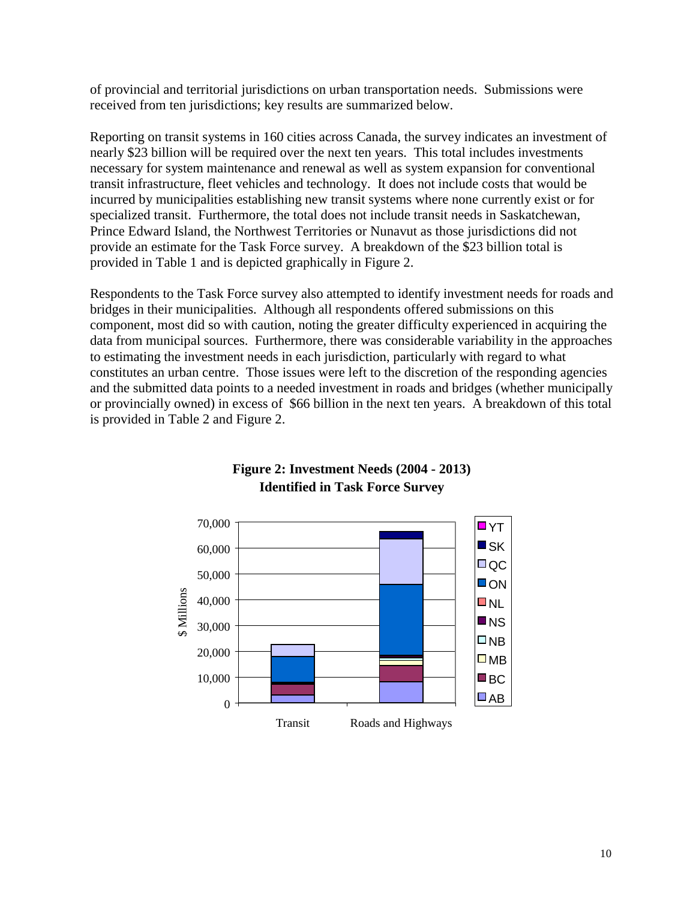of provincial and territorial jurisdictions on urban transportation needs. Submissions were received from ten jurisdictions; key results are summarized below.

Reporting on transit systems in 160 cities across Canada, the survey indicates an investment of nearly $23 billion will be required over the next ten years. This total includes investments necessary for system maintenance and renewal as well as system expansion for conventional transit infrastructure, fleet vehicles and technology. It does not include costs that would be incurred by municipalities establishing new transit systems where none currently exist or for specialized transit. Furthermore, the total does not include transit needs in Saskatchewan, Prince Edward Island, the Northwest Territories or Nunavut as those jurisdictions did not provide an estimate for the Task Force survey. A breakdown of the $23 billion total is provided in Table 1 and is depicted graphically in Figure 2.

Respondents to the Task Force survey also attempted to identify investment needs for roads and bridges in their municipalities. Although all respondents offered submissions on this component, most did so with caution, noting the greater difficulty experienced in acquiring the data from municipal sources. Furthermore, there was considerable variability in the approaches to estimating the investment needs in each jurisdiction, particularly with regard to what constitutes an urban centre. Those issues were left to the discretion of the responding agencies and the submitted data points to a needed investment in roads and bridges (whether municipally or provincially owned) in excess of $66 billion in the next ten years. A breakdown of this total is provided in Table 2 and Figure 2.

**Figure 2: Investment Needs (2004 - 2013)**
**Identified in Task Force Survey**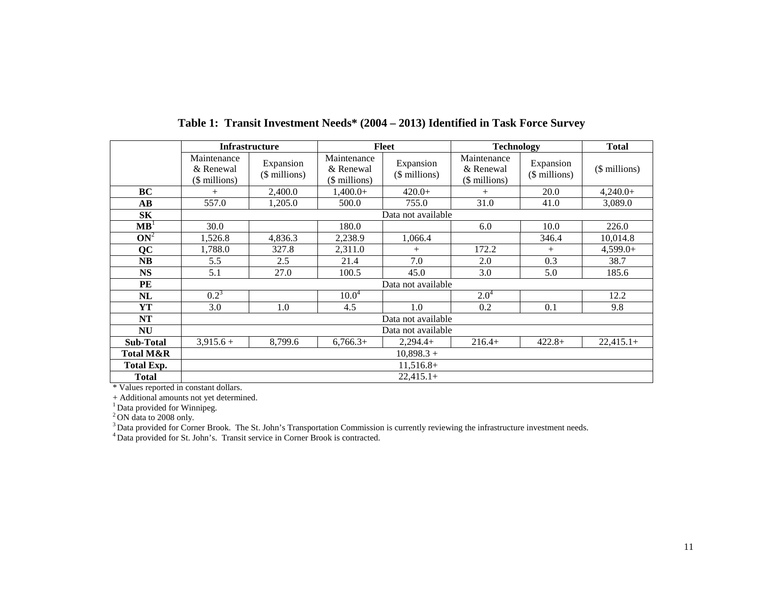**Table 1: Transit Investment Needs* (2004 – 2013) Identified in Task Force Survey**

| | Infrastructure | | Fleet | | Technology | | Total |
|---|---|---|---|---|---|---|---|
| | Maintenance & Renewal ($ millions) | Expansion ($ millions) | Maintenance & Renewal ($ millions) | Expansion ($ millions) | Maintenance & Renewal ($ millions) | Expansion ($ millions) | ($ millions) |
| **BC** | + | 2,400.0 | 1,400.0+ | 420.0+ | + | 20.0 | 4,240.0+ |
| **AB** | 557.0 | 1,205.0 | 500.0 | 755.0 | 31.0 | 41.0 | 3,089.0 |
| **SK** | Data not available | | | | | | |
| **MB**[1] | 30.0 | | 180.0 | | 6.0 | 10.0 | 226.0 |
| **ON**[2] | 1,526.8 | 4,836.3 | 2,238.9 | 1,066.4 | | 346.4 | 10,014.8 |
| **QC** | 1,788.0 | 327.8 | 2,311.0 | + | 172.2 | + | 4,599.0+ |
| **NB** | 5.5 | 2.5 | 21.4 | 7.0 | 2.0 | 0.3 | 38.7 |
| **NS** | 5.1 | 27.0 | 100.5 | 45.0 | 3.0 | 5.0 | 185.6 |
| **PE** | Data not available | | | | | | |
| **NL** | 0.2[3] | | 10.0[4] | | 2.0[4] | | 12.2 |
| **YT** | 3.0 | 1.0 | 4.5 | 1.0 | 0.2 | 0.1 | 9.8 |
| **NT** | Data not available | | | | | | |
| **NU** | Data not available | | | | | | |
| **Sub-Total** | 3,915.6 + | 8,799.6 | 6,766.3+ | 2,294.4+ | 216.4+ | 422.8+ | 22,415.1+ |
| **Total M&R** | 10,898.3 + | | | | | | |
| **Total Exp.** | 11,516.8+ | | | | | | |
| **Total** | 22,415.1+ | | | | | | |

* Values reported in constant dollars.

+ Additional amounts not yet determined.

[1] Data provided for Winnipeg.

[2] ON data to 2008 only.

[3] Data provided for Corner Brook. The St. John's Transportation Commission is currently reviewing the infrastructure investment needs.

[4] Data provided for St. John's. Transit service in Corner Brook is contracted.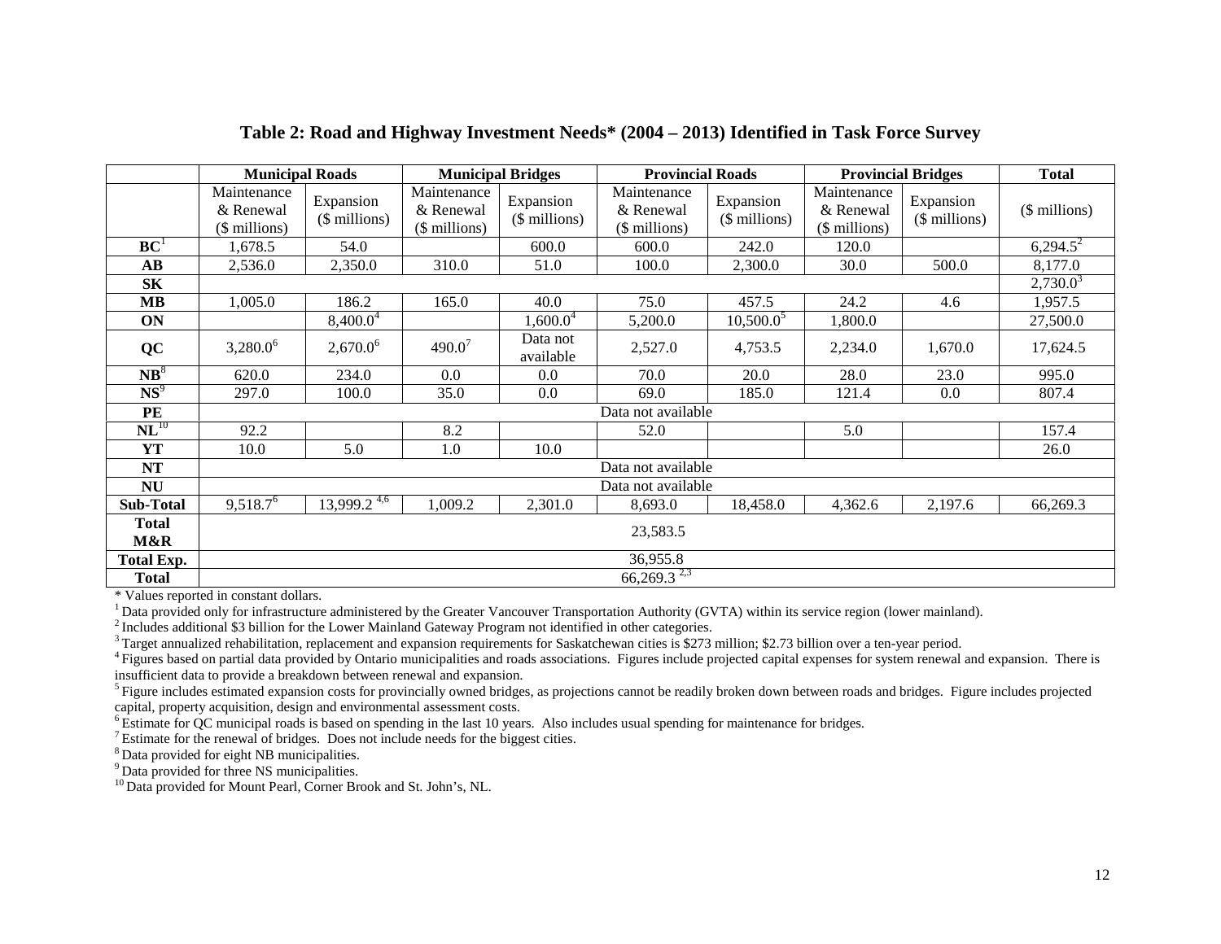**Table 2: Road and Highway Investment Needs* (2004 – 2013) Identified in Task Force Survey**

| | Municipal Roads | | Municipal Bridges | | Provincial Roads | | Provincial Bridges | | Total |
|---|---|---|---|---|---|---|---|---|---|
| | Maintenance & Renewal ($ millions) | Expansion ($ millions) | Maintenance & Renewal ($ millions) | Expansion ($ millions) | Maintenance & Renewal ($ millions) | Expansion ($ millions) | Maintenance & Renewal ($ millions) | Expansion ($ millions) | ($ millions) |
| **BC**[1] | 1,678.5 | 54.0 | | 600.0 | 600.0 | 242.0 | 120.0 | | 6,294.5[2] |
| **AB** | 2,536.0 | 2,350.0 | 310.0 | 51.0 | 100.0 | 2,300.0 | 30.0 | 500.0 | 8,177.0 |
| **SK** | | | | | | | | | 2,730.0[3] |
| **MB** | 1,005.0 | 186.2 | 165.0 | 40.0 | 75.0 | 457.5 | 24.2 | 4.6 | 1,957.5 |
| **ON** | | 8,400.0[4] | | 1,600.0[4] | 5,200.0 | 10,500.0[5] | 1,800.0 | | 27,500.0 |
| **QC** | 3,280.0[6] | 2,670.0[6] | 490.0[7] | Data not available | 2,527.0 | 4,753.5 | 2,234.0 | 1,670.0 | 17,624.5 |
| **NB**[8] | 620.0 | 234.0 | 0.0 | 0.0 | 70.0 | 20.0 | 28.0 | 23.0 | 995.0 |
| **NS**[9] | 297.0 | 100.0 | 35.0 | 0.0 | 69.0 | 185.0 | 121.4 | 0.0 | 807.4 |
| **PE** | Data not available | | | | | | | | |
| **NL**[10] | 92.2 | | 8.2 | | 52.0 | | 5.0 | | 157.4 |
| **YT** | 10.0 | 5.0 | 1.0 | 10.0 | | | | | 26.0 |
| **NT** | Data not available | | | | | | | | |
| **NU** | Data not available | | | | | | | | |
| **Sub-Total** | 9,518.7[6] | 13,999.2 [4,6] | 1,009.2 | 2,301.0 | 8,693.0 | 18,458.0 | 4,362.6 | 2,197.6 | 66,269.3 |
| **Total M&R** | 23,583.5 | | | | | | | | |
| **Total Exp.** | 36,955.8 | | | | | | | | |
| **Total** | 66,269.3 [2,3] | | | | | | | | |

* Values reported in constant dollars.

[1] Data provided only for infrastructure administered by the Greater Vancouver Transportation Authority (GVTA) within its service region (lower mainland).

[2] Includes additional $3 billion for the Lower Mainland Gateway Program not identified in other categories.

[3] Target annualized rehabilitation, replacement and expansion requirements for Saskatchewan cities is $273 million; $2.73 billion over a ten-year period.

[4] Figures based on partial data provided by Ontario municipalities and roads associations. Figures include projected capital expenses for system renewal and expansion. There is insufficient data to provide a breakdown between renewal and expansion.

[5] Figure includes estimated expansion costs for provincially owned bridges, as projections cannot be readily broken down between roads and bridges. Figure includes projected capital, property acquisition, design and environmental assessment costs.

[6] Estimate for QC municipal roads is based on spending in the last 10 years. Also includes usual spending for maintenance for bridges.

[7] Estimate for the renewal of bridges. Does not include needs for the biggest cities.

[8] Data provided for eight NB municipalities.

[9] Data provided for three NS municipalities.

[10] Data provided for Mount Pearl, Corner Brook and St. John's, NL.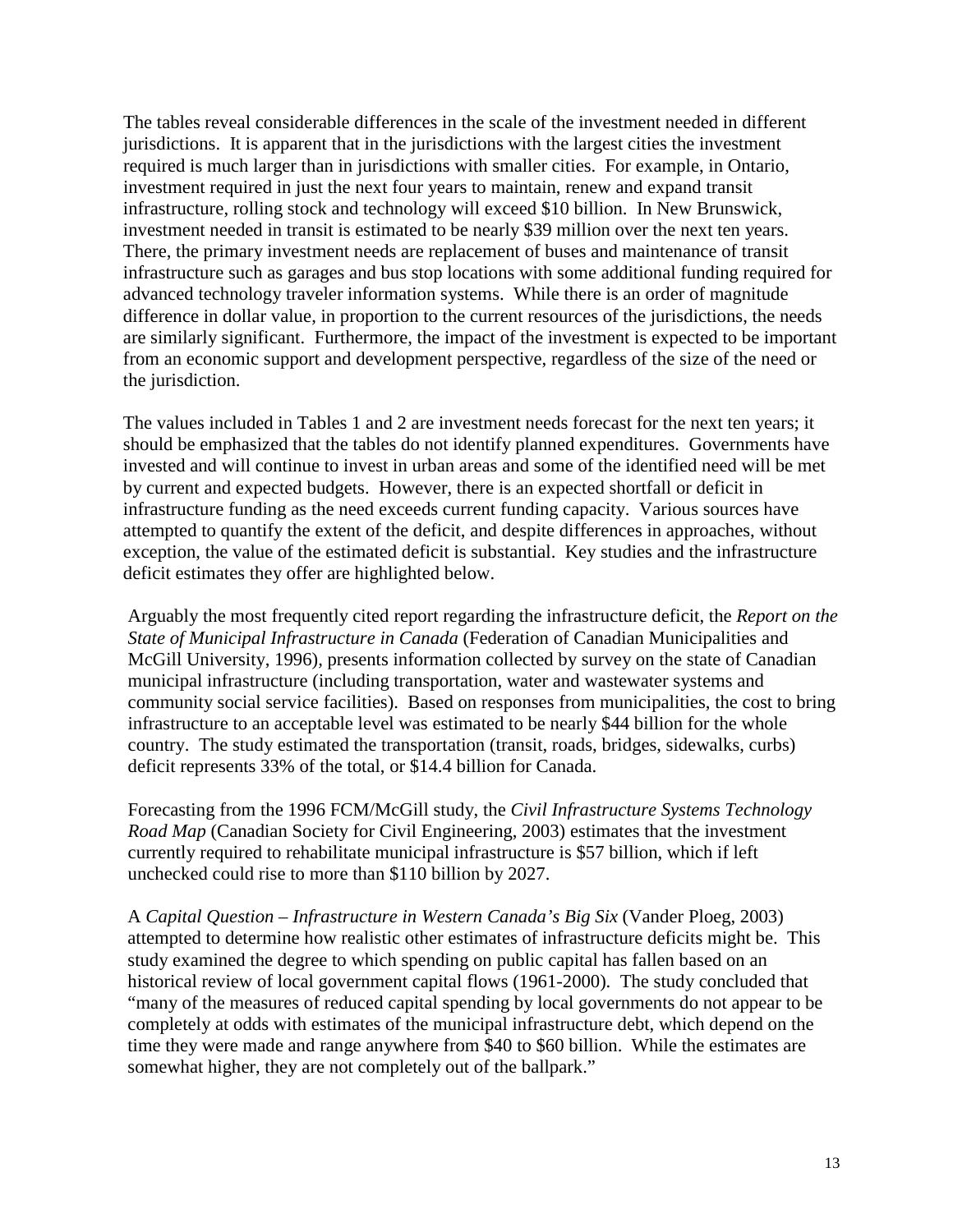The tables reveal considerable differences in the scale of the investment needed in different jurisdictions. It is apparent that in the jurisdictions with the largest cities the investment required is much larger than in jurisdictions with smaller cities. For example, in Ontario, investment required in just the next four years to maintain, renew and expand transit infrastructure, rolling stock and technology will exceed $10 billion. In New Brunswick, investment needed in transit is estimated to be nearly $39 million over the next ten years. There, the primary investment needs are replacement of buses and maintenance of transit infrastructure such as garages and bus stop locations with some additional funding required for advanced technology traveler information systems. While there is an order of magnitude difference in dollar value, in proportion to the current resources of the jurisdictions, the needs are similarly significant. Furthermore, the impact of the investment is expected to be important from an economic support and development perspective, regardless of the size of the need or the jurisdiction.

The values included in Tables 1 and 2 are investment needs forecast for the next ten years; it should be emphasized that the tables do not identify planned expenditures. Governments have invested and will continue to invest in urban areas and some of the identified need will be met by current and expected budgets. However, there is an expected shortfall or deficit in infrastructure funding as the need exceeds current funding capacity. Various sources have attempted to quantify the extent of the deficit, and despite differences in approaches, without exception, the value of the estimated deficit is substantial. Key studies and the infrastructure deficit estimates they offer are highlighted below.

Arguably the most frequently cited report regarding the infrastructure deficit, the *Report on the State of Municipal Infrastructure in Canada* (Federation of Canadian Municipalities and McGill University, 1996), presents information collected by survey on the state of Canadian municipal infrastructure (including transportation, water and wastewater systems and community social service facilities). Based on responses from municipalities, the cost to bring infrastructure to an acceptable level was estimated to be nearly $44 billion for the whole country. The study estimated the transportation (transit, roads, bridges, sidewalks, curbs) deficit represents 33% of the total, or $14.4 billion for Canada.

Forecasting from the 1996 FCM/McGill study, the *Civil Infrastructure Systems Technology Road Map* (Canadian Society for Civil Engineering, 2003) estimates that the investment currently required to rehabilitate municipal infrastructure is $57 billion, which if left unchecked could rise to more than $110 billion by 2027.

A *Capital Question – Infrastructure in Western Canada's Big Six* (Vander Ploeg, 2003) attempted to determine how realistic other estimates of infrastructure deficits might be. This study examined the degree to which spending on public capital has fallen based on an historical review of local government capital flows (1961-2000). The study concluded that "many of the measures of reduced capital spending by local governments do not appear to be completely at odds with estimates of the municipal infrastructure debt, which depend on the time they were made and range anywhere from $40 to $60 billion. While the estimates are somewhat higher, they are not completely out of the ballpark."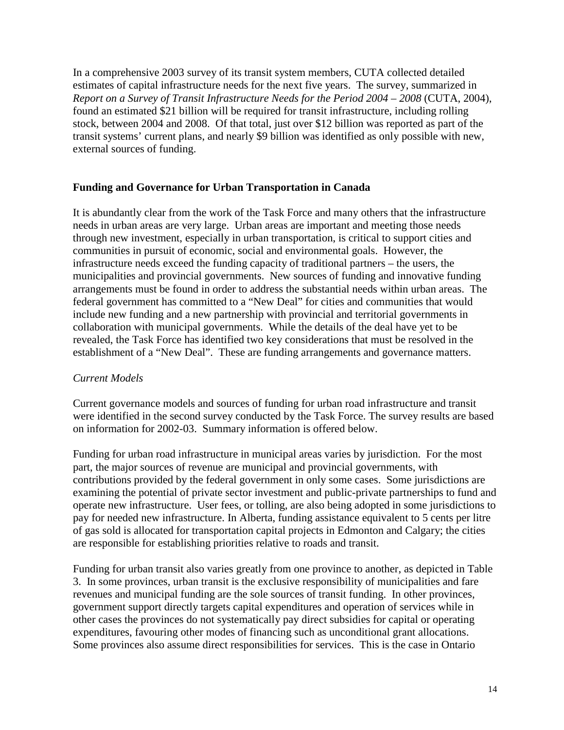In a comprehensive 2003 survey of its transit system members, CUTA collected detailed estimates of capital infrastructure needs for the next five years. The survey, summarized in *Report on a Survey of Transit Infrastructure Needs for the Period 2004 – 2008* (CUTA, 2004), found an estimated $21 billion will be required for transit infrastructure, including rolling stock, between 2004 and 2008. Of that total, just over $12 billion was reported as part of the transit systems' current plans, and nearly $9 billion was identified as only possible with new, external sources of funding.

## Funding and Governance for Urban Transportation in Canada

It is abundantly clear from the work of the Task Force and many others that the infrastructure needs in urban areas are very large. Urban areas are important and meeting those needs through new investment, especially in urban transportation, is critical to support cities and communities in pursuit of economic, social and environmental goals. However, the infrastructure needs exceed the funding capacity of traditional partners – the users, the municipalities and provincial governments. New sources of funding and innovative funding arrangements must be found in order to address the substantial needs within urban areas. The federal government has committed to a "New Deal" for cities and communities that would include new funding and a new partnership with provincial and territorial governments in collaboration with municipal governments. While the details of the deal have yet to be revealed, the Task Force has identified two key considerations that must be resolved in the establishment of a "New Deal". These are funding arrangements and governance matters.

### *Current Models*

Current governance models and sources of funding for urban road infrastructure and transit were identified in the second survey conducted by the Task Force. The survey results are based on information for 2002-03. Summary information is offered below.

Funding for urban road infrastructure in municipal areas varies by jurisdiction. For the most part, the major sources of revenue are municipal and provincial governments, with contributions provided by the federal government in only some cases. Some jurisdictions are examining the potential of private sector investment and public-private partnerships to fund and operate new infrastructure. User fees, or tolling, are also being adopted in some jurisdictions to pay for needed new infrastructure. In Alberta, funding assistance equivalent to 5 cents per litre of gas sold is allocated for transportation capital projects in Edmonton and Calgary; the cities are responsible for establishing priorities relative to roads and transit.

Funding for urban transit also varies greatly from one province to another, as depicted in Table 3. In some provinces, urban transit is the exclusive responsibility of municipalities and fare revenues and municipal funding are the sole sources of transit funding. In other provinces, government support directly targets capital expenditures and operation of services while in other cases the provinces do not systematically pay direct subsidies for capital or operating expenditures, favouring other modes of financing such as unconditional grant allocations. Some provinces also assume direct responsibilities for services. This is the case in Ontario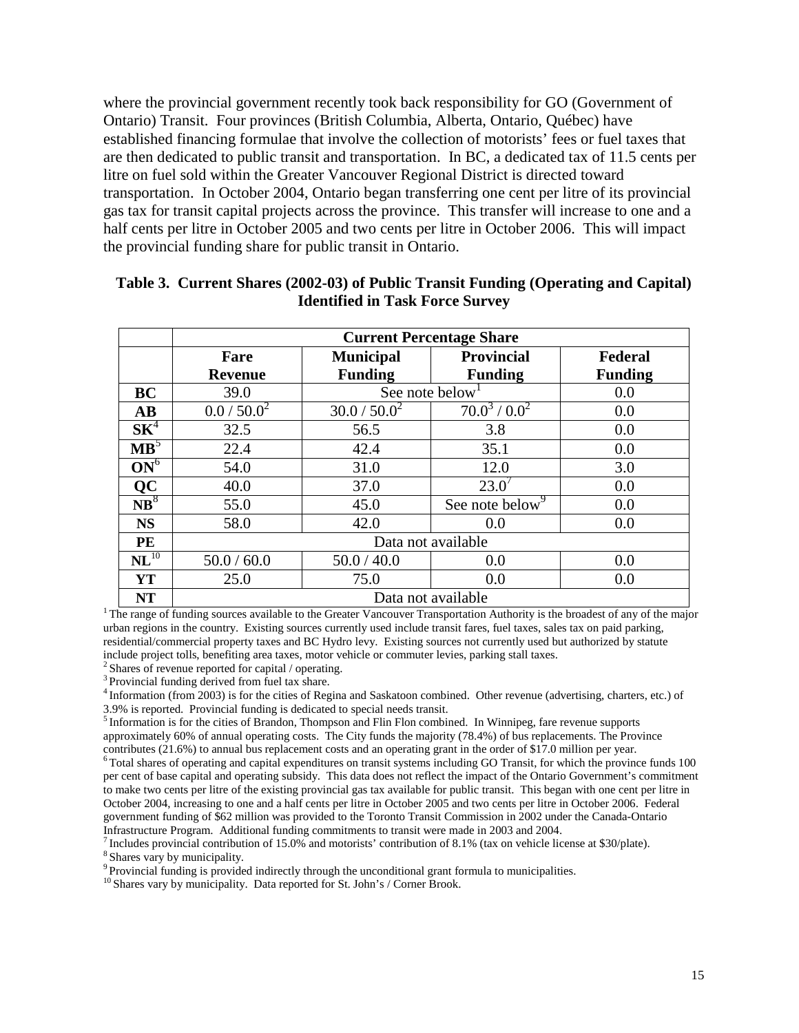where the provincial government recently took back responsibility for GO (Government of Ontario) Transit. Four provinces (British Columbia, Alberta, Ontario, Québec) have established financing formulae that involve the collection of motorists' fees or fuel taxes that are then dedicated to public transit and transportation. In BC, a dedicated tax of 11.5 cents per litre on fuel sold within the Greater Vancouver Regional District is directed toward transportation. In October 2004, Ontario began transferring one cent per litre of its provincial gas tax for transit capital projects across the province. This transfer will increase to one and a half cents per litre in October 2005 and two cents per litre in October 2006. This will impact the provincial funding share for public transit in Ontario.

**Table 3. Current Shares (2002-03) of Public Transit Funding (Operating and Capital) Identified in Task Force Survey**

| | Current Percentage Share | | | |
|---|---|---|---|---|
| | **Fare Revenue** | **Municipal Funding** | **Provincial Funding** | **Federal Funding** |
| **BC** | 39.0 | See note below[1] | | 0.0 |
| **AB** | 0.0 / 50.0[2] | 30.0 / 50.0[2] | 70.0[3] / 0.0[2] | 0.0 |
| **SK**[4] | 32.5 | 56.5 | 3.8 | 0.0 |
| **MB**[5] | 22.4 | 42.4 | 35.1 | 0.0 |
| **ON**[6] | 54.0 | 31.0 | 12.0 | 3.0 |
| **QC** | 40.0 | 37.0 | 23.0[7] | 0.0 |
| **NB**[8] | 55.0 | 45.0 | See note below[9] | 0.0 |
| **NS** | 58.0 | 42.0 | 0.0 | 0.0 |
| **PE** | Data not available | | | |
| **NL**[10] | 50.0 / 60.0 | 50.0 / 40.0 | 0.0 | 0.0 |
| **YT** | 25.0 | 75.0 | 0.0 | 0.0 |
| **NT** | Data not available | | | |

[1] The range of funding sources available to the Greater Vancouver Transportation Authority is the broadest of any of the major urban regions in the country. Existing sources currently used include transit fares, fuel taxes, sales tax on paid parking, residential/commercial property taxes and BC Hydro levy. Existing sources not currently used but authorized by statute include project tolls, benefiting area taxes, motor vehicle or commuter levies, parking stall taxes.

[2] Shares of revenue reported for capital / operating.

[3] Provincial funding derived from fuel tax share.

[4] Information (from 2003) is for the cities of Regina and Saskatoon combined. Other revenue (advertising, charters, etc.) of 3.9% is reported. Provincial funding is dedicated to special needs transit.

[5] Information is for the cities of Brandon, Thompson and Flin Flon combined. In Winnipeg, fare revenue supports approximately 60% of annual operating costs. The City funds the majority (78.4%) of bus replacements. The Province contributes (21.6%) to annual bus replacement costs and an operating grant in the order of $17.0 million per year.

[6] Total shares of operating and capital expenditures on transit systems including GO Transit, for which the province funds 100 per cent of base capital and operating subsidy. This data does not reflect the impact of the Ontario Government's commitment to make two cents per litre of the existing provincial gas tax available for public transit. This began with one cent per litre in October 2004, increasing to one and a half cents per litre in October 2005 and two cents per litre in October 2006. Federal government funding of $62 million was provided to the Toronto Transit Commission in 2002 under the Canada-Ontario Infrastructure Program. Additional funding commitments to transit were made in 2003 and 2004.

[7] Includes provincial contribution of 15.0% and motorists' contribution of 8.1% (tax on vehicle license at $30/plate).

[8] Shares vary by municipality.

[9] Provincial funding is provided indirectly through the unconditional grant formula to municipalities.

[10] Shares vary by municipality. Data reported for St. John's / Corner Brook.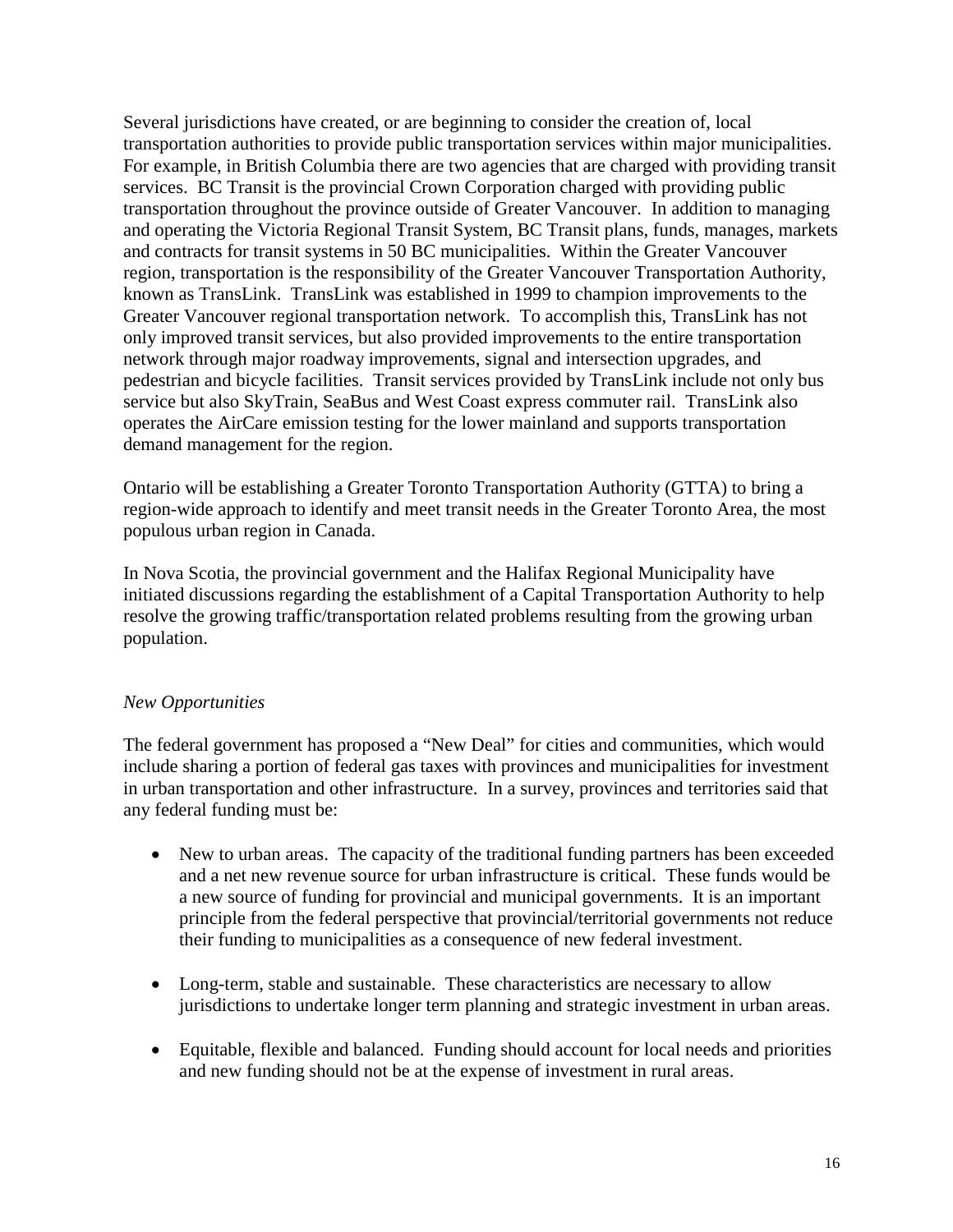Several jurisdictions have created, or are beginning to consider the creation of, local transportation authorities to provide public transportation services within major municipalities. For example, in British Columbia there are two agencies that are charged with providing transit services. BC Transit is the provincial Crown Corporation charged with providing public transportation throughout the province outside of Greater Vancouver. In addition to managing and operating the Victoria Regional Transit System, BC Transit plans, funds, manages, markets and contracts for transit systems in 50 BC municipalities. Within the Greater Vancouver region, transportation is the responsibility of the Greater Vancouver Transportation Authority, known as TransLink. TransLink was established in 1999 to champion improvements to the Greater Vancouver regional transportation network. To accomplish this, TransLink has not only improved transit services, but also provided improvements to the entire transportation network through major roadway improvements, signal and intersection upgrades, and pedestrian and bicycle facilities. Transit services provided by TransLink include not only bus service but also SkyTrain, SeaBus and West Coast express commuter rail. TransLink also operates the AirCare emission testing for the lower mainland and supports transportation demand management for the region.

Ontario will be establishing a Greater Toronto Transportation Authority (GTTA) to bring a region-wide approach to identify and meet transit needs in the Greater Toronto Area, the most populous urban region in Canada.

In Nova Scotia, the provincial government and the Halifax Regional Municipality have initiated discussions regarding the establishment of a Capital Transportation Authority to help resolve the growing traffic/transportation related problems resulting from the growing urban population.

*New Opportunities*

The federal government has proposed a "New Deal" for cities and communities, which would include sharing a portion of federal gas taxes with provinces and municipalities for investment in urban transportation and other infrastructure. In a survey, provinces and territories said that any federal funding must be:

- New to urban areas. The capacity of the traditional funding partners has been exceeded and a net new revenue source for urban infrastructure is critical. These funds would be a new source of funding for provincial and municipal governments. It is an important principle from the federal perspective that provincial/territorial governments not reduce their funding to municipalities as a consequence of new federal investment.

- Long-term, stable and sustainable. These characteristics are necessary to allow jurisdictions to undertake longer term planning and strategic investment in urban areas.

- Equitable, flexible and balanced. Funding should account for local needs and priorities and new funding should not be at the expense of investment in rural areas.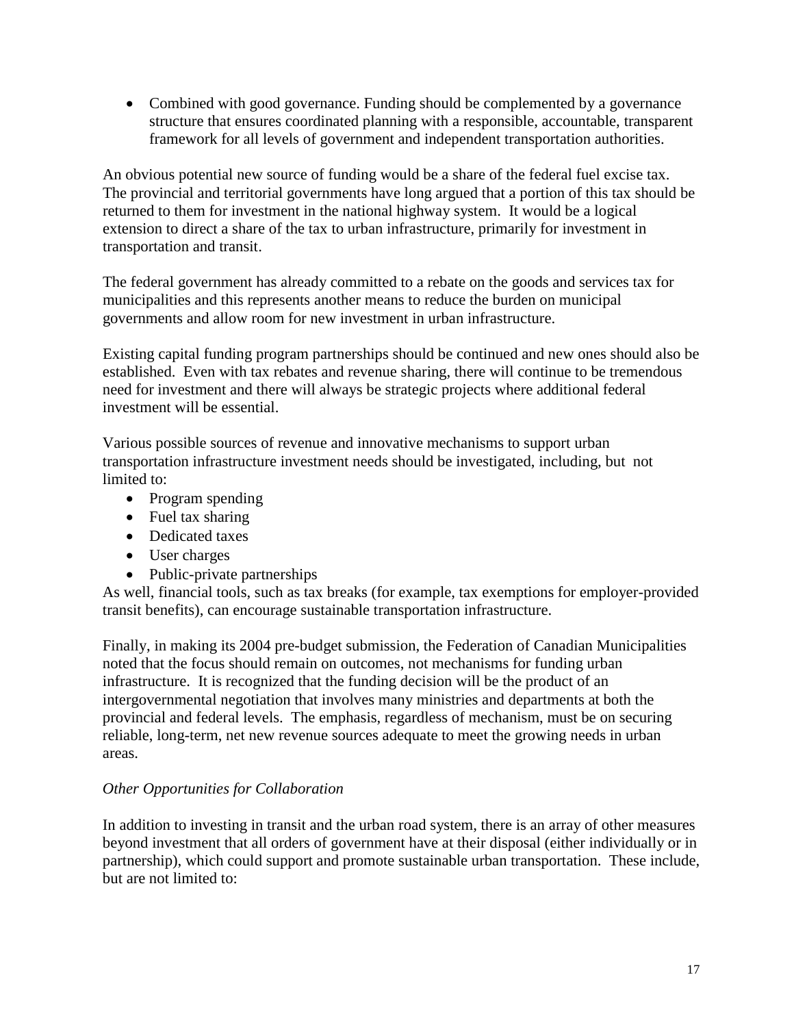- Combined with good governance. Funding should be complemented by a governance structure that ensures coordinated planning with a responsible, accountable, transparent framework for all levels of government and independent transportation authorities.

An obvious potential new source of funding would be a share of the federal fuel excise tax. The provincial and territorial governments have long argued that a portion of this tax should be returned to them for investment in the national highway system. It would be a logical extension to direct a share of the tax to urban infrastructure, primarily for investment in transportation and transit.

The federal government has already committed to a rebate on the goods and services tax for municipalities and this represents another means to reduce the burden on municipal governments and allow room for new investment in urban infrastructure.

Existing capital funding program partnerships should be continued and new ones should also be established. Even with tax rebates and revenue sharing, there will continue to be tremendous need for investment and there will always be strategic projects where additional federal investment will be essential.

Various possible sources of revenue and innovative mechanisms to support urban transportation infrastructure investment needs should be investigated, including, but not limited to:

- Program spending
- Fuel tax sharing
- Dedicated taxes
- User charges
- Public-private partnerships

As well, financial tools, such as tax breaks (for example, tax exemptions for employer-provided transit benefits), can encourage sustainable transportation infrastructure.

Finally, in making its 2004 pre-budget submission, the Federation of Canadian Municipalities noted that the focus should remain on outcomes, not mechanisms for funding urban infrastructure. It is recognized that the funding decision will be the product of an intergovernmental negotiation that involves many ministries and departments at both the provincial and federal levels. The emphasis, regardless of mechanism, must be on securing reliable, long-term, net new revenue sources adequate to meet the growing needs in urban areas.

*Other Opportunities for Collaboration*

In addition to investing in transit and the urban road system, there is an array of other measures beyond investment that all orders of government have at their disposal (either individually or in partnership), which could support and promote sustainable urban transportation. These include, but are not limited to: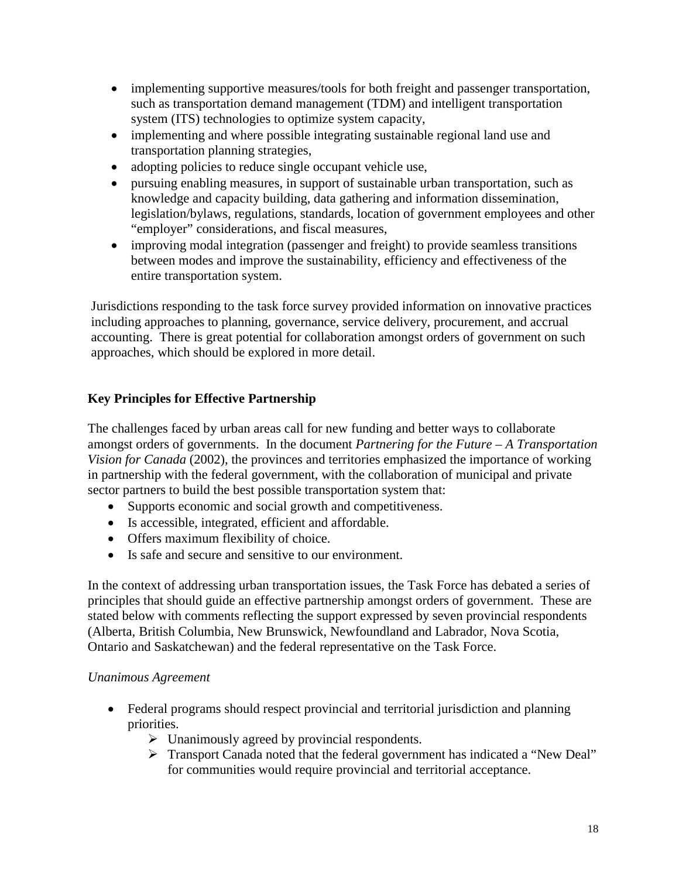- implementing supportive measures/tools for both freight and passenger transportation, such as transportation demand management (TDM) and intelligent transportation system (ITS) technologies to optimize system capacity,
- implementing and where possible integrating sustainable regional land use and transportation planning strategies,
- adopting policies to reduce single occupant vehicle use,
- pursuing enabling measures, in support of sustainable urban transportation, such as knowledge and capacity building, data gathering and information dissemination, legislation/bylaws, regulations, standards, location of government employees and other "employer" considerations, and fiscal measures,
- improving modal integration (passenger and freight) to provide seamless transitions between modes and improve the sustainability, efficiency and effectiveness of the entire transportation system.

Jurisdictions responding to the task force survey provided information on innovative practices including approaches to planning, governance, service delivery, procurement, and accrual accounting. There is great potential for collaboration amongst orders of government on such approaches, which should be explored in more detail.

## Key Principles for Effective Partnership

The challenges faced by urban areas call for new funding and better ways to collaborate amongst orders of governments. In the document *Partnering for the Future – A Transportation Vision for Canada* (2002), the provinces and territories emphasized the importance of working in partnership with the federal government, with the collaboration of municipal and private sector partners to build the best possible transportation system that:

- Supports economic and social growth and competitiveness.
- Is accessible, integrated, efficient and affordable.
- Offers maximum flexibility of choice.
- Is safe and secure and sensitive to our environment.

In the context of addressing urban transportation issues, the Task Force has debated a series of principles that should guide an effective partnership amongst orders of government. These are stated below with comments reflecting the support expressed by seven provincial respondents (Alberta, British Columbia, New Brunswick, Newfoundland and Labrador, Nova Scotia, Ontario and Saskatchewan) and the federal representative on the Task Force.

*Unanimous Agreement*

- Federal programs should respect provincial and territorial jurisdiction and planning priorities.
  - Unanimously agreed by provincial respondents.
  - Transport Canada noted that the federal government has indicated a "New Deal" for communities would require provincial and territorial acceptance.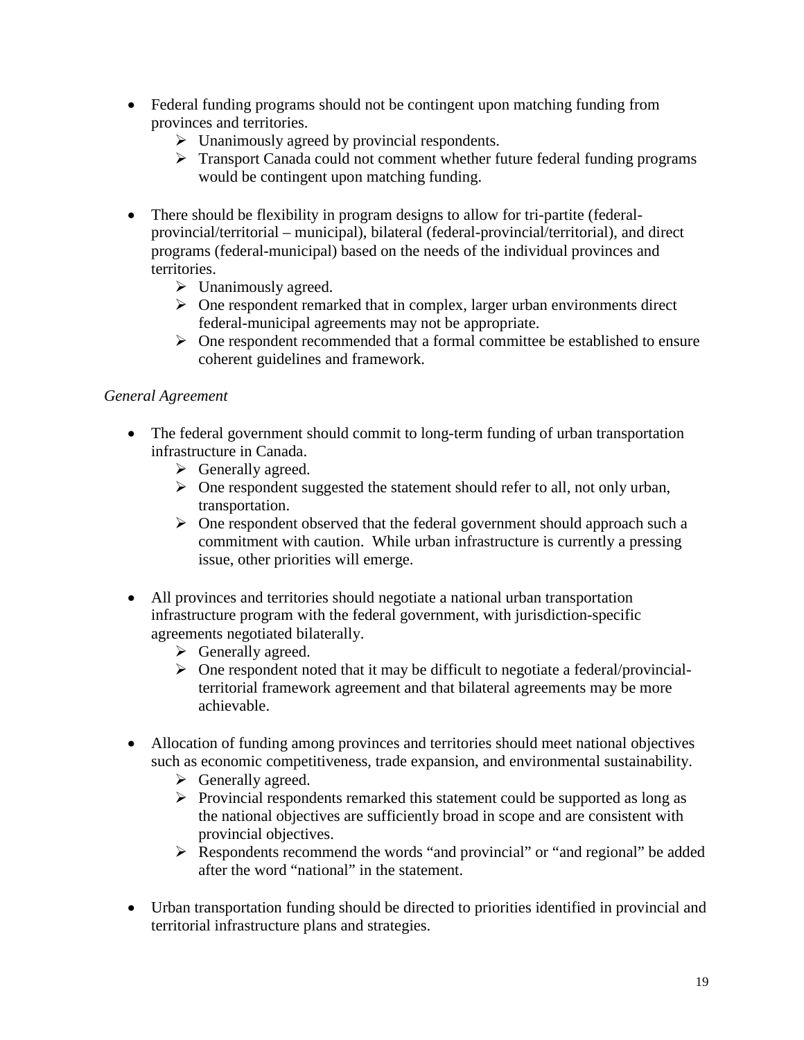- Federal funding programs should not be contingent upon matching funding from provinces and territories.
  - Unanimously agreed by provincial respondents.
  - Transport Canada could not comment whether future federal funding programs would be contingent upon matching funding.

- There should be flexibility in program designs to allow for tri-partite (federal-provincial/territorial – municipal), bilateral (federal-provincial/territorial), and direct programs (federal-municipal) based on the needs of the individual provinces and territories.
  - Unanimously agreed.
  - One respondent remarked that in complex, larger urban environments direct federal-municipal agreements may not be appropriate.
  - One respondent recommended that a formal committee be established to ensure coherent guidelines and framework.

*General Agreement*

- The federal government should commit to long-term funding of urban transportation infrastructure in Canada.
  - Generally agreed.
  - One respondent suggested the statement should refer to all, not only urban, transportation.
  - One respondent observed that the federal government should approach such a commitment with caution. While urban infrastructure is currently a pressing issue, other priorities will emerge.

- All provinces and territories should negotiate a national urban transportation infrastructure program with the federal government, with jurisdiction-specific agreements negotiated bilaterally.
  - Generally agreed.
  - One respondent noted that it may be difficult to negotiate a federal/provincial-territorial framework agreement and that bilateral agreements may be more achievable.

- Allocation of funding among provinces and territories should meet national objectives such as economic competitiveness, trade expansion, and environmental sustainability.
  - Generally agreed.
  - Provincial respondents remarked this statement could be supported as long as the national objectives are sufficiently broad in scope and are consistent with provincial objectives.
  - Respondents recommend the words "and provincial" or "and regional" be added after the word "national" in the statement.

- Urban transportation funding should be directed to priorities identified in provincial and territorial infrastructure plans and strategies.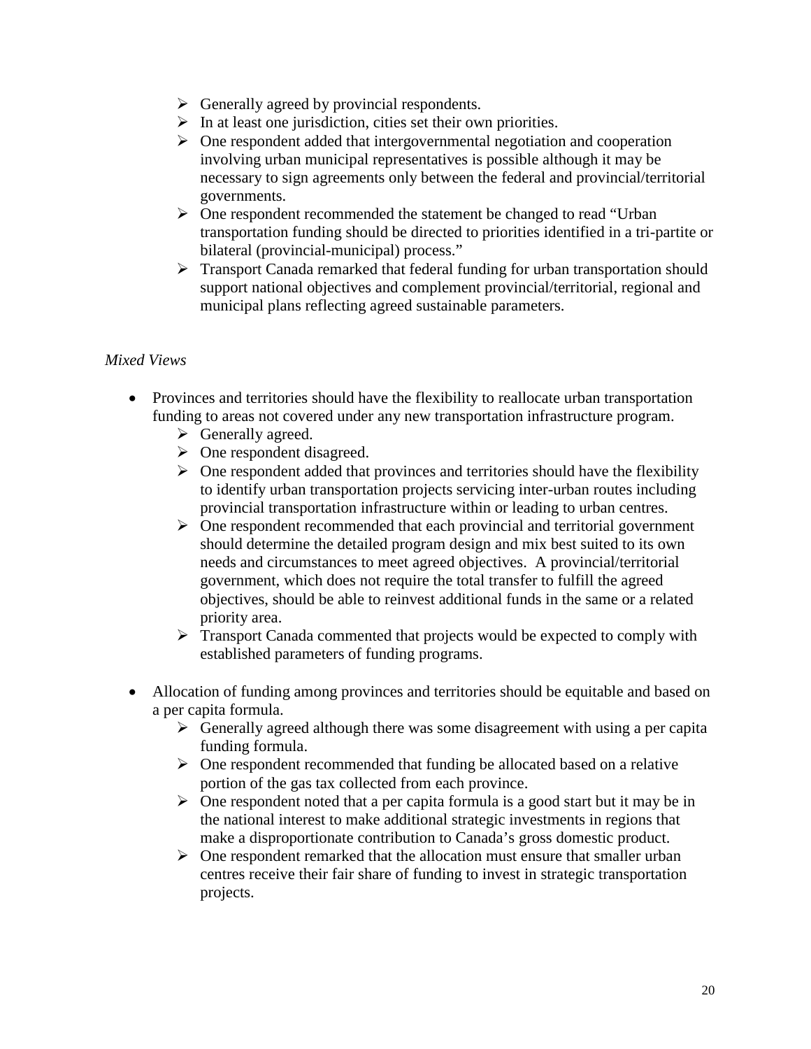- Generally agreed by provincial respondents.
  - In at least one jurisdiction, cities set their own priorities.
  - One respondent added that intergovernmental negotiation and cooperation involving urban municipal representatives is possible although it may be necessary to sign agreements only between the federal and provincial/territorial governments.
  - One respondent recommended the statement be changed to read "Urban transportation funding should be directed to priorities identified in a tri-partite or bilateral (provincial-municipal) process."
  - Transport Canada remarked that federal funding for urban transportation should support national objectives and complement provincial/territorial, regional and municipal plans reflecting agreed sustainable parameters.

*Mixed Views*

- Provinces and territories should have the flexibility to reallocate urban transportation funding to areas not covered under any new transportation infrastructure program.
  - Generally agreed.
  - One respondent disagreed.
  - One respondent added that provinces and territories should have the flexibility to identify urban transportation projects servicing inter-urban routes including provincial transportation infrastructure within or leading to urban centres.
  - One respondent recommended that each provincial and territorial government should determine the detailed program design and mix best suited to its own needs and circumstances to meet agreed objectives. A provincial/territorial government, which does not require the total transfer to fulfill the agreed objectives, should be able to reinvest additional funds in the same or a related priority area.
  - Transport Canada commented that projects would be expected to comply with established parameters of funding programs.

- Allocation of funding among provinces and territories should be equitable and based on a per capita formula.
  - Generally agreed although there was some disagreement with using a per capita funding formula.
  - One respondent recommended that funding be allocated based on a relative portion of the gas tax collected from each province.
  - One respondent noted that a per capita formula is a good start but it may be in the national interest to make additional strategic investments in regions that make a disproportionate contribution to Canada's gross domestic product.
  - One respondent remarked that the allocation must ensure that smaller urban centres receive their fair share of funding to invest in strategic transportation projects.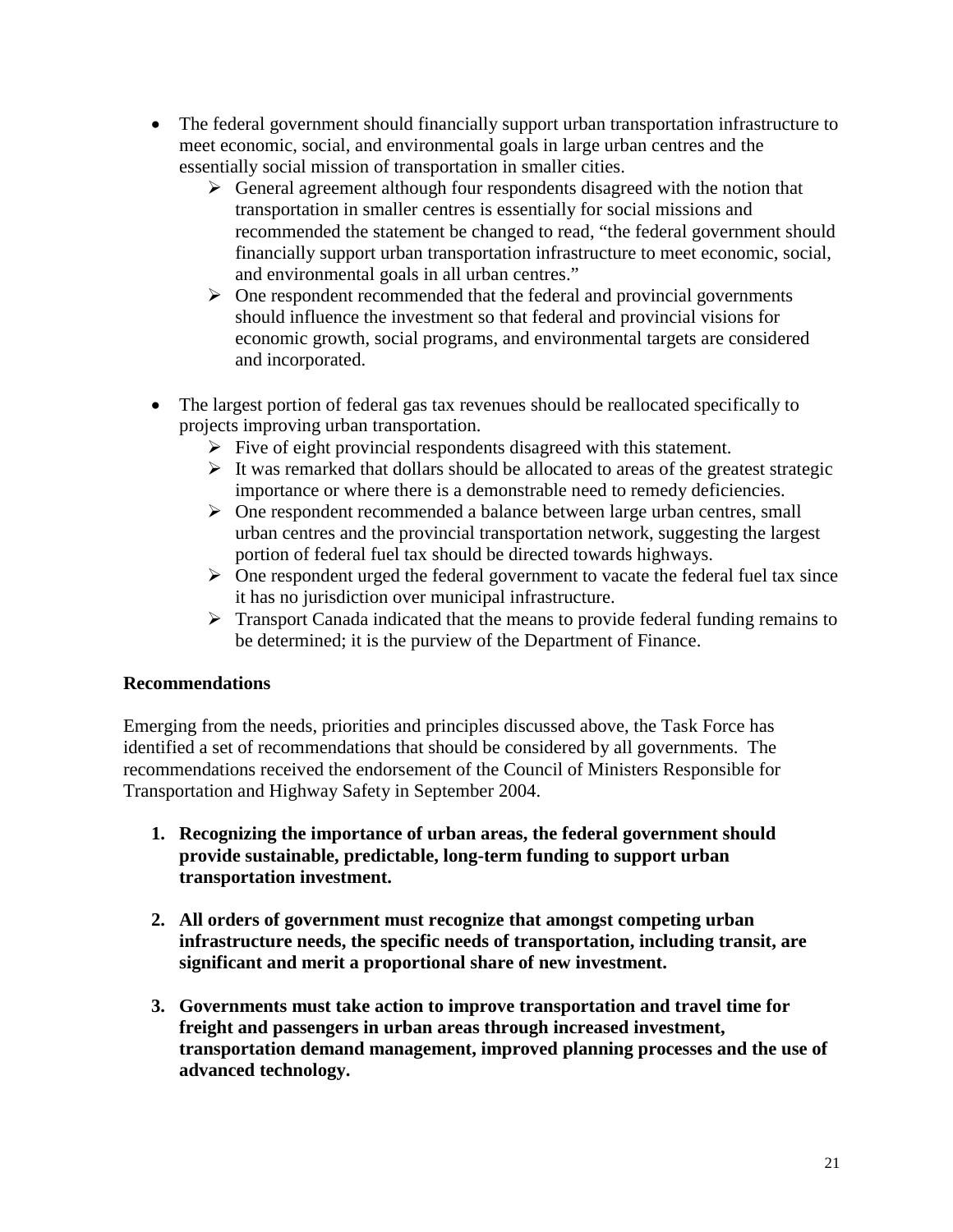- The federal government should financially support urban transportation infrastructure to meet economic, social, and environmental goals in large urban centres and the essentially social mission of transportation in smaller cities.
  - General agreement although four respondents disagreed with the notion that transportation in smaller centres is essentially for social missions and recommended the statement be changed to read, "the federal government should financially support urban transportation infrastructure to meet economic, social, and environmental goals in all urban centres."
  - One respondent recommended that the federal and provincial governments should influence the investment so that federal and provincial visions for economic growth, social programs, and environmental targets are considered and incorporated.

- The largest portion of federal gas tax revenues should be reallocated specifically to projects improving urban transportation.
  - Five of eight provincial respondents disagreed with this statement.
  - It was remarked that dollars should be allocated to areas of the greatest strategic importance or where there is a demonstrable need to remedy deficiencies.
  - One respondent recommended a balance between large urban centres, small urban centres and the provincial transportation network, suggesting the largest portion of federal fuel tax should be directed towards highways.
  - One respondent urged the federal government to vacate the federal fuel tax since it has no jurisdiction over municipal infrastructure.
  - Transport Canada indicated that the means to provide federal funding remains to be determined; it is the purview of the Department of Finance.

**Recommendations**

Emerging from the needs, priorities and principles discussed above, the Task Force has identified a set of recommendations that should be considered by all governments. The recommendations received the endorsement of the Council of Ministers Responsible for Transportation and Highway Safety in September 2004.

1. **Recognizing the importance of urban areas, the federal government should provide sustainable, predictable, long-term funding to support urban transportation investment.**

2. **All orders of government must recognize that amongst competing urban infrastructure needs, the specific needs of transportation, including transit, are significant and merit a proportional share of new investment.**

3. **Governments must take action to improve transportation and travel time for freight and passengers in urban areas through increased investment, transportation demand management, improved planning processes and the use of advanced technology.**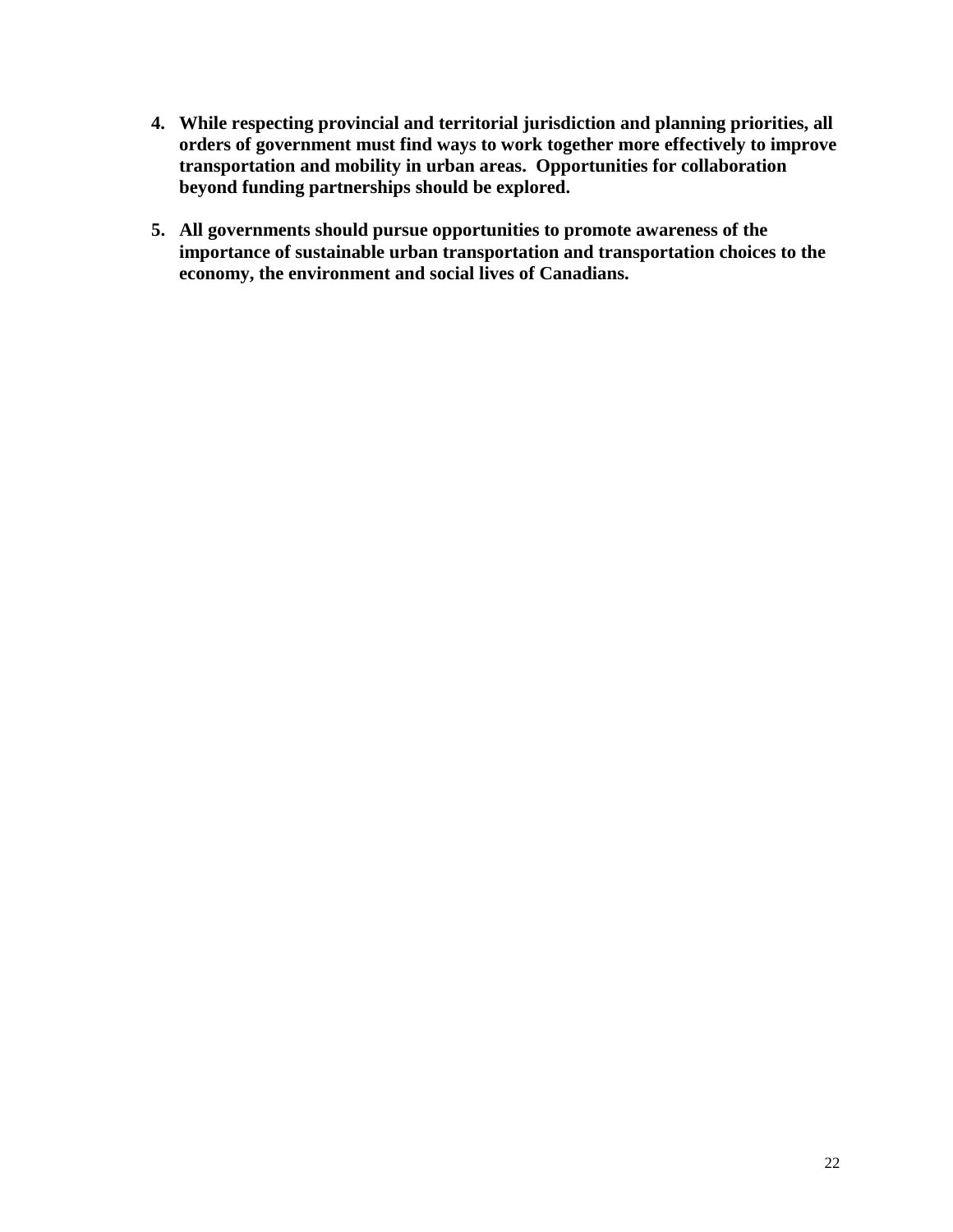4. **While respecting provincial and territorial jurisdiction and planning priorities, all orders of government must find ways to work together more effectively to improve transportation and mobility in urban areas. Opportunities for collaboration beyond funding partnerships should be explored.**

5. **All governments should pursue opportunities to promote awareness of the importance of sustainable urban transportation and transportation choices to the economy, the environment and social lives of Canadians.**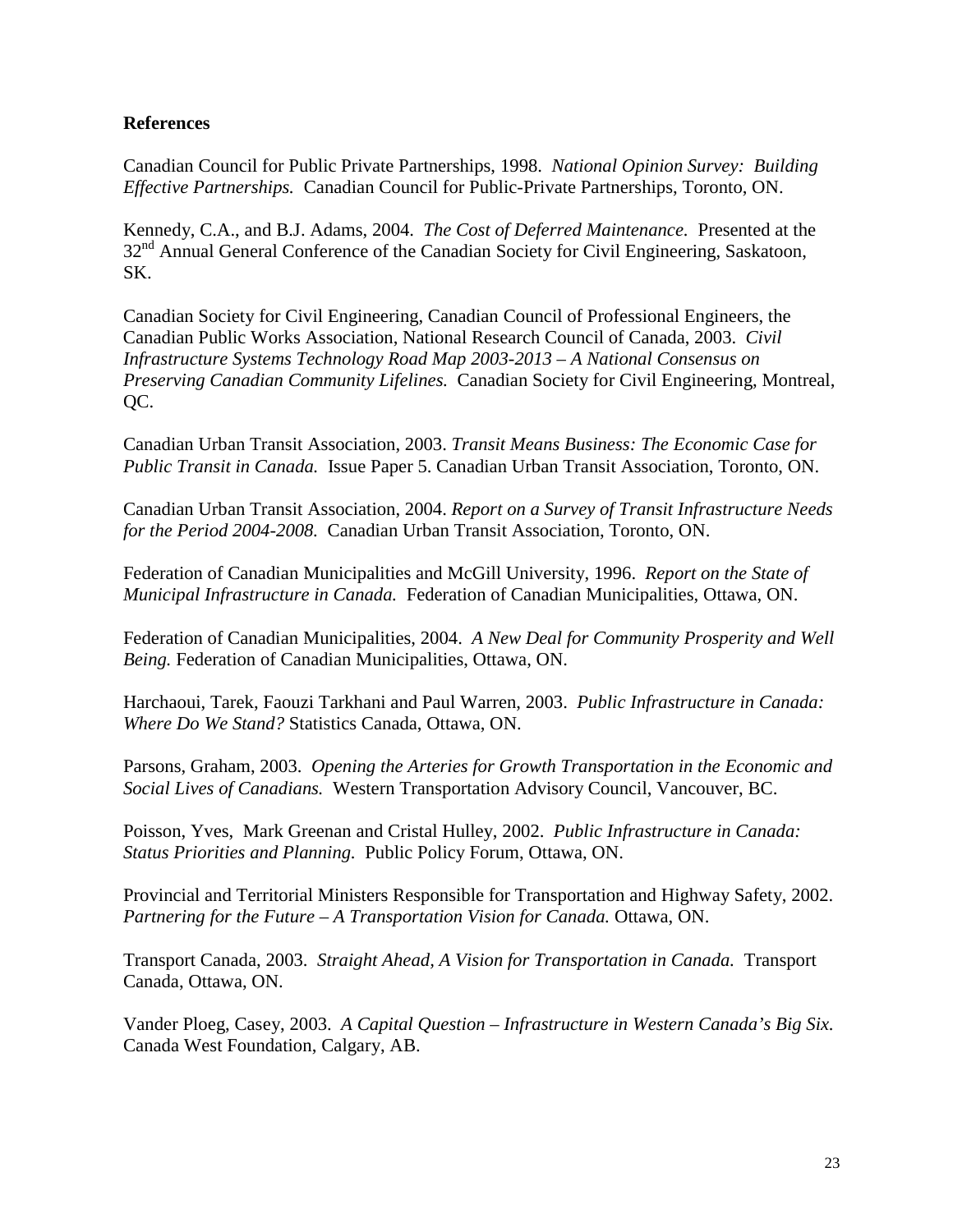**References**

Canadian Council for Public Private Partnerships, 1998. *National Opinion Survey: Building Effective Partnerships.* Canadian Council for Public-Private Partnerships, Toronto, ON.

Kennedy, C.A., and B.J. Adams, 2004. *The Cost of Deferred Maintenance.* Presented at the 32nd Annual General Conference of the Canadian Society for Civil Engineering, Saskatoon, SK.

Canadian Society for Civil Engineering, Canadian Council of Professional Engineers, the Canadian Public Works Association, National Research Council of Canada, 2003. *Civil Infrastructure Systems Technology Road Map 2003-2013 – A National Consensus on Preserving Canadian Community Lifelines.* Canadian Society for Civil Engineering, Montreal, QC.

Canadian Urban Transit Association, 2003. *Transit Means Business: The Economic Case for Public Transit in Canada.* Issue Paper 5. Canadian Urban Transit Association, Toronto, ON.

Canadian Urban Transit Association, 2004. *Report on a Survey of Transit Infrastructure Needs for the Period 2004-2008.* Canadian Urban Transit Association, Toronto, ON.

Federation of Canadian Municipalities and McGill University, 1996. *Report on the State of Municipal Infrastructure in Canada.* Federation of Canadian Municipalities, Ottawa, ON.

Federation of Canadian Municipalities, 2004. *A New Deal for Community Prosperity and Well Being.* Federation of Canadian Municipalities, Ottawa, ON.

Harchaoui, Tarek, Faouzi Tarkhani and Paul Warren, 2003. *Public Infrastructure in Canada: Where Do We Stand?* Statistics Canada, Ottawa, ON.

Parsons, Graham, 2003. *Opening the Arteries for Growth Transportation in the Economic and Social Lives of Canadians.* Western Transportation Advisory Council, Vancouver, BC.

Poisson, Yves, Mark Greenan and Cristal Hulley, 2002. *Public Infrastructure in Canada: Status Priorities and Planning.* Public Policy Forum, Ottawa, ON.

Provincial and Territorial Ministers Responsible for Transportation and Highway Safety, 2002. *Partnering for the Future – A Transportation Vision for Canada.* Ottawa, ON.

Transport Canada, 2003. *Straight Ahead, A Vision for Transportation in Canada.* Transport Canada, Ottawa, ON.

Vander Ploeg, Casey, 2003. *A Capital Question – Infrastructure in Western Canada's Big Six.* Canada West Foundation, Calgary, AB.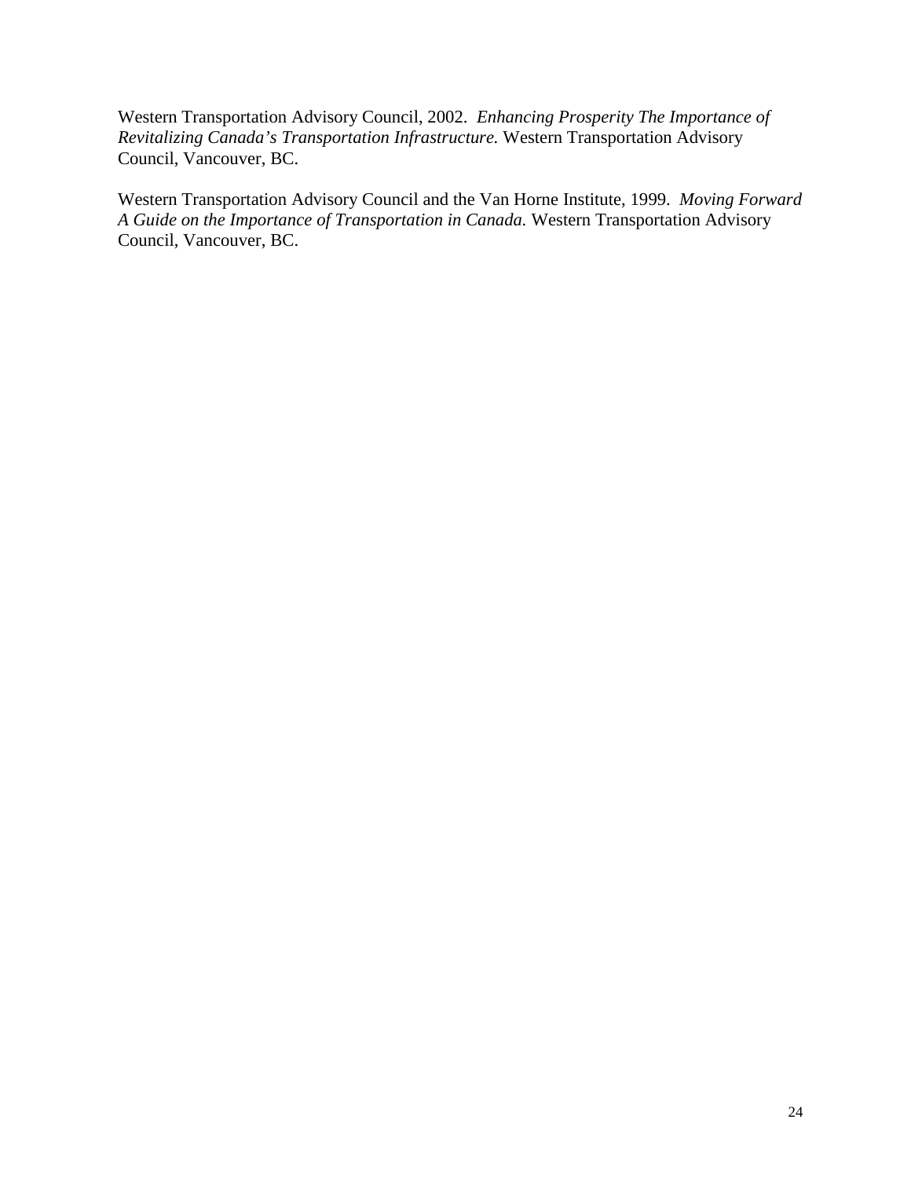Western Transportation Advisory Council, 2002. *Enhancing Prosperity The Importance of Revitalizing Canada's Transportation Infrastructure.* Western Transportation Advisory Council, Vancouver, BC.

Western Transportation Advisory Council and the Van Horne Institute, 1999. *Moving Forward A Guide on the Importance of Transportation in Canada.* Western Transportation Advisory Council, Vancouver, BC.